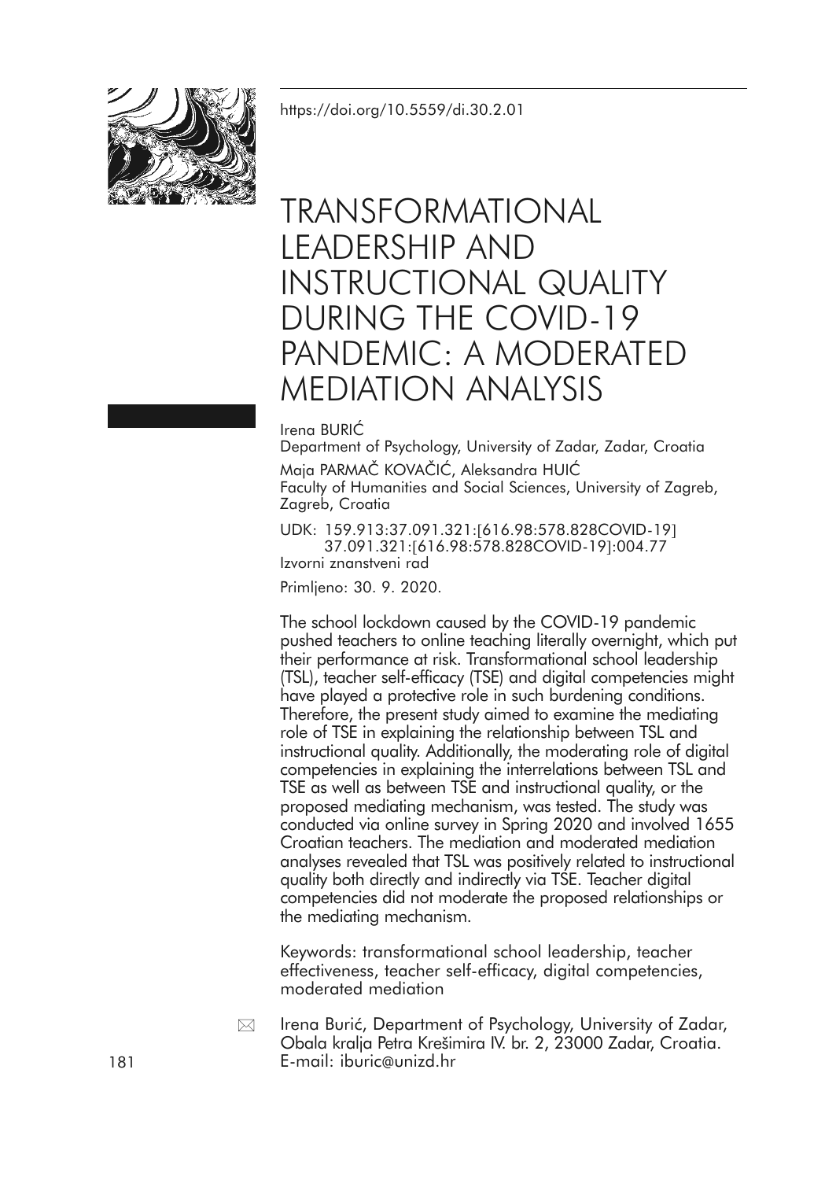https://doi.org/10.5559/di.30.2.01

# TRANSFORMATIONAL LEADERSHIP AND INSTRUCTIONAL QUALITY DURING THE COVID-19 PANDEMIC: A MODERATED MEDIATION ANALYSIS

Irena BURIĆ
Department of Psychology, University of Zadar, Zadar, Croatia

Maja PARMAČ KOVAČIĆ, Aleksandra HUIĆ
Faculty of Humanities and Social Sciences, University of Zagreb, Zagreb, Croatia

UDK: 159.913:37.091.321:[616.98:578.828COVID-19]
37.091.321:[616.98:578.828COVID-19]:004.77
Izvorni znanstveni rad

Primljeno: 30. 9. 2020.

The school lockdown caused by the COVID-19 pandemic pushed teachers to online teaching literally overnight, which put their performance at risk. Transformational school leadership (TSL), teacher self-efficacy (TSE) and digital competencies might have played a protective role in such burdening conditions. Therefore, the present study aimed to examine the mediating role of TSE in explaining the relationship between TSL and instructional quality. Additionally, the moderating role of digital competencies in explaining the interrelations between TSL and TSE as well as between TSE and instructional quality, or the proposed mediating mechanism, was tested. The study was conducted via online survey in Spring 2020 and involved 1655 Croatian teachers. The mediation and moderated mediation analyses revealed that TSL was positively related to instructional quality both directly and indirectly via TSE. Teacher digital competencies did not moderate the proposed relationships or the mediating mechanism.

Keywords: transformational school leadership, teacher effectiveness, teacher self-efficacy, digital competencies, moderated mediation

Irena Burić, Department of Psychology, University of Zadar, Obala kralja Petra Krešimira IV. br. 2, 23000 Zadar, Croatia. E-mail: iburic@unizd.hr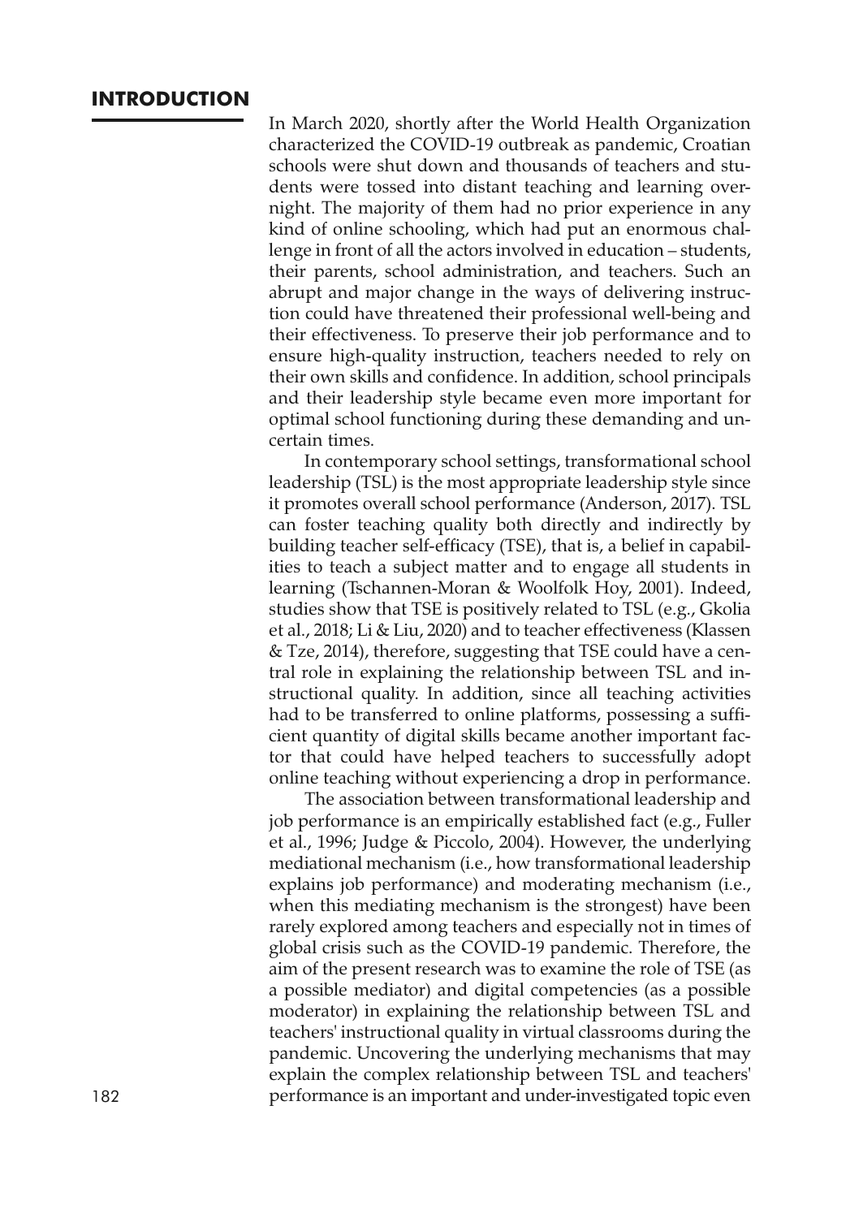## INTRODUCTION

In March 2020, shortly after the World Health Organization characterized the COVID-19 outbreak as pandemic, Croatian schools were shut down and thousands of teachers and students were tossed into distant teaching and learning overnight. The majority of them had no prior experience in any kind of online schooling, which had put an enormous challenge in front of all the actors involved in education – students, their parents, school administration, and teachers. Such an abrupt and major change in the ways of delivering instruction could have threatened their professional well-being and their effectiveness. To preserve their job performance and to ensure high-quality instruction, teachers needed to rely on their own skills and confidence. In addition, school principals and their leadership style became even more important for optimal school functioning during these demanding and uncertain times.

In contemporary school settings, transformational school leadership (TSL) is the most appropriate leadership style since it promotes overall school performance (Anderson, 2017). TSL can foster teaching quality both directly and indirectly by building teacher self-efficacy (TSE), that is, a belief in capabilities to teach a subject matter and to engage all students in learning (Tschannen-Moran & Woolfolk Hoy, 2001). Indeed, studies show that TSE is positively related to TSL (e.g., Gkolia et al., 2018; Li & Liu, 2020) and to teacher effectiveness (Klassen & Tze, 2014), therefore, suggesting that TSE could have a central role in explaining the relationship between TSL and instructional quality. In addition, since all teaching activities had to be transferred to online platforms, possessing a sufficient quantity of digital skills became another important factor that could have helped teachers to successfully adopt online teaching without experiencing a drop in performance.

The association between transformational leadership and job performance is an empirically established fact (e.g., Fuller et al., 1996; Judge & Piccolo, 2004). However, the underlying mediational mechanism (i.e., how transformational leadership explains job performance) and moderating mechanism (i.e., when this mediating mechanism is the strongest) have been rarely explored among teachers and especially not in times of global crisis such as the COVID-19 pandemic. Therefore, the aim of the present research was to examine the role of TSE (as a possible mediator) and digital competencies (as a possible moderator) in explaining the relationship between TSL and teachers' instructional quality in virtual classrooms during the pandemic. Uncovering the underlying mechanisms that may explain the complex relationship between TSL and teachers' performance is an important and under-investigated topic even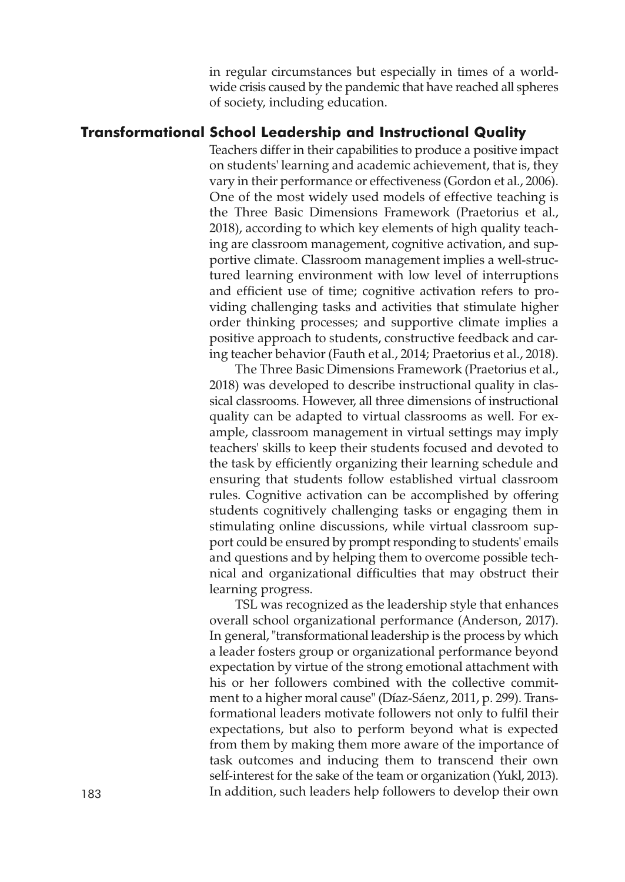in regular circumstances but especially in times of a worldwide crisis caused by the pandemic that have reached all spheres of society, including education.

## Transformational School Leadership and Instructional Quality

Teachers differ in their capabilities to produce a positive impact on students' learning and academic achievement, that is, they vary in their performance or effectiveness (Gordon et al., 2006). One of the most widely used models of effective teaching is the Three Basic Dimensions Framework (Praetorius et al., 2018), according to which key elements of high quality teaching are classroom management, cognitive activation, and supportive climate. Classroom management implies a well-structured learning environment with low level of interruptions and efficient use of time; cognitive activation refers to providing challenging tasks and activities that stimulate higher order thinking processes; and supportive climate implies a positive approach to students, constructive feedback and caring teacher behavior (Fauth et al., 2014; Praetorius et al., 2018).

The Three Basic Dimensions Framework (Praetorius et al., 2018) was developed to describe instructional quality in classical classrooms. However, all three dimensions of instructional quality can be adapted to virtual classrooms as well. For example, classroom management in virtual settings may imply teachers' skills to keep their students focused and devoted to the task by efficiently organizing their learning schedule and ensuring that students follow established virtual classroom rules. Cognitive activation can be accomplished by offering students cognitively challenging tasks or engaging them in stimulating online discussions, while virtual classroom support could be ensured by prompt responding to students' emails and questions and by helping them to overcome possible technical and organizational difficulties that may obstruct their learning progress.

TSL was recognized as the leadership style that enhances overall school organizational performance (Anderson, 2017). In general, "transformational leadership is the process by which a leader fosters group or organizational performance beyond expectation by virtue of the strong emotional attachment with his or her followers combined with the collective commitment to a higher moral cause" (Díaz-Sáenz, 2011, p. 299). Transformational leaders motivate followers not only to fulfil their expectations, but also to perform beyond what is expected from them by making them more aware of the importance of task outcomes and inducing them to transcend their own self-interest for the sake of the team or organization (Yukl, 2013). In addition, such leaders help followers to develop their own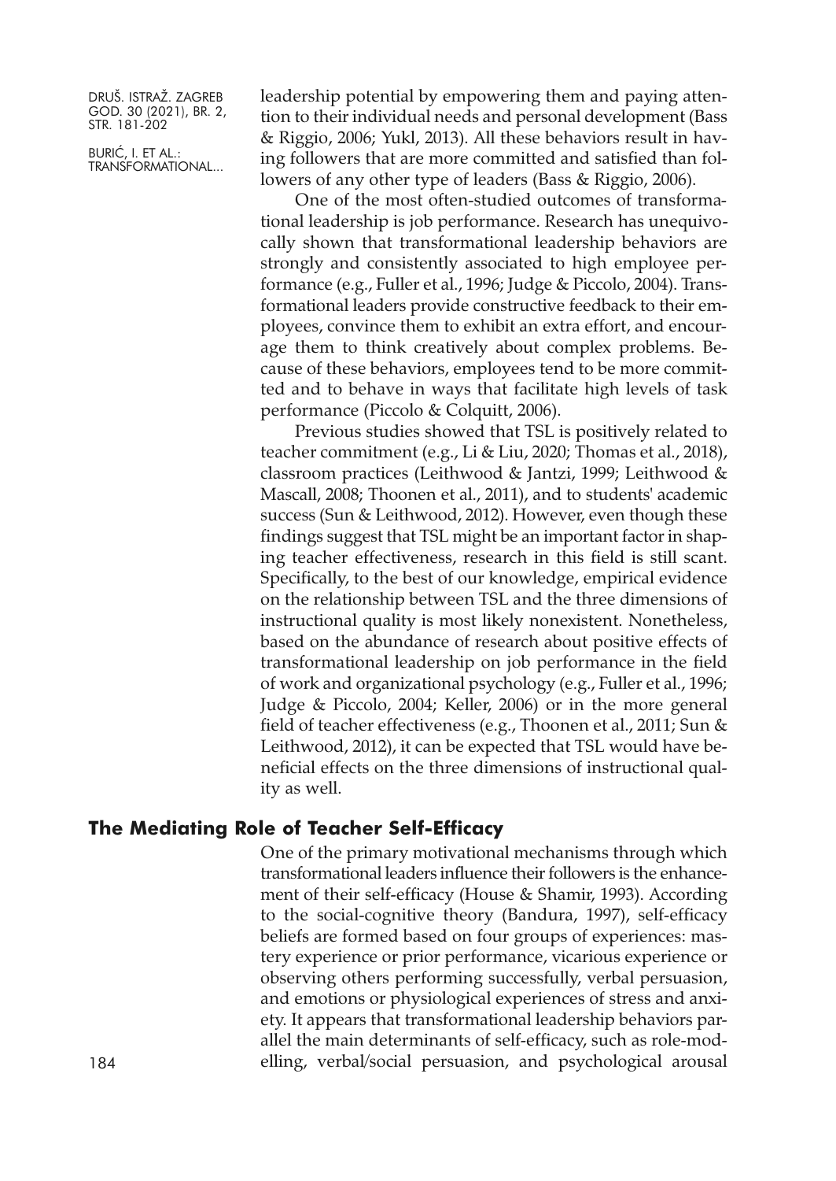leadership potential by empowering them and paying attention to their individual needs and personal development (Bass & Riggio, 2006; Yukl, 2013). All these behaviors result in having followers that are more committed and satisfied than followers of any other type of leaders (Bass & Riggio, 2006).

One of the most often-studied outcomes of transformational leadership is job performance. Research has unequivocally shown that transformational leadership behaviors are strongly and consistently associated to high employee performance (e.g., Fuller et al., 1996; Judge & Piccolo, 2004). Transformational leaders provide constructive feedback to their employees, convince them to exhibit an extra effort, and encourage them to think creatively about complex problems. Because of these behaviors, employees tend to be more committed and to behave in ways that facilitate high levels of task performance (Piccolo & Colquitt, 2006).

Previous studies showed that TSL is positively related to teacher commitment (e.g., Li & Liu, 2020; Thomas et al., 2018), classroom practices (Leithwood & Jantzi, 1999; Leithwood & Mascall, 2008; Thoonen et al., 2011), and to students' academic success (Sun & Leithwood, 2012). However, even though these findings suggest that TSL might be an important factor in shaping teacher effectiveness, research in this field is still scant. Specifically, to the best of our knowledge, empirical evidence on the relationship between TSL and the three dimensions of instructional quality is most likely nonexistent. Nonetheless, based on the abundance of research about positive effects of transformational leadership on job performance in the field of work and organizational psychology (e.g., Fuller et al., 1996; Judge & Piccolo, 2004; Keller, 2006) or in the more general field of teacher effectiveness (e.g., Thoonen et al., 2011; Sun & Leithwood, 2012), it can be expected that TSL would have beneficial effects on the three dimensions of instructional quality as well.

## The Mediating Role of Teacher Self-Efficacy

One of the primary motivational mechanisms through which transformational leaders influence their followers is the enhancement of their self-efficacy (House & Shamir, 1993). According to the social-cognitive theory (Bandura, 1997), self-efficacy beliefs are formed based on four groups of experiences: mastery experience or prior performance, vicarious experience or observing others performing successfully, verbal persuasion, and emotions or physiological experiences of stress and anxiety. It appears that transformational leadership behaviors parallel the main determinants of self-efficacy, such as role-modelling, verbal/social persuasion, and psychological arousal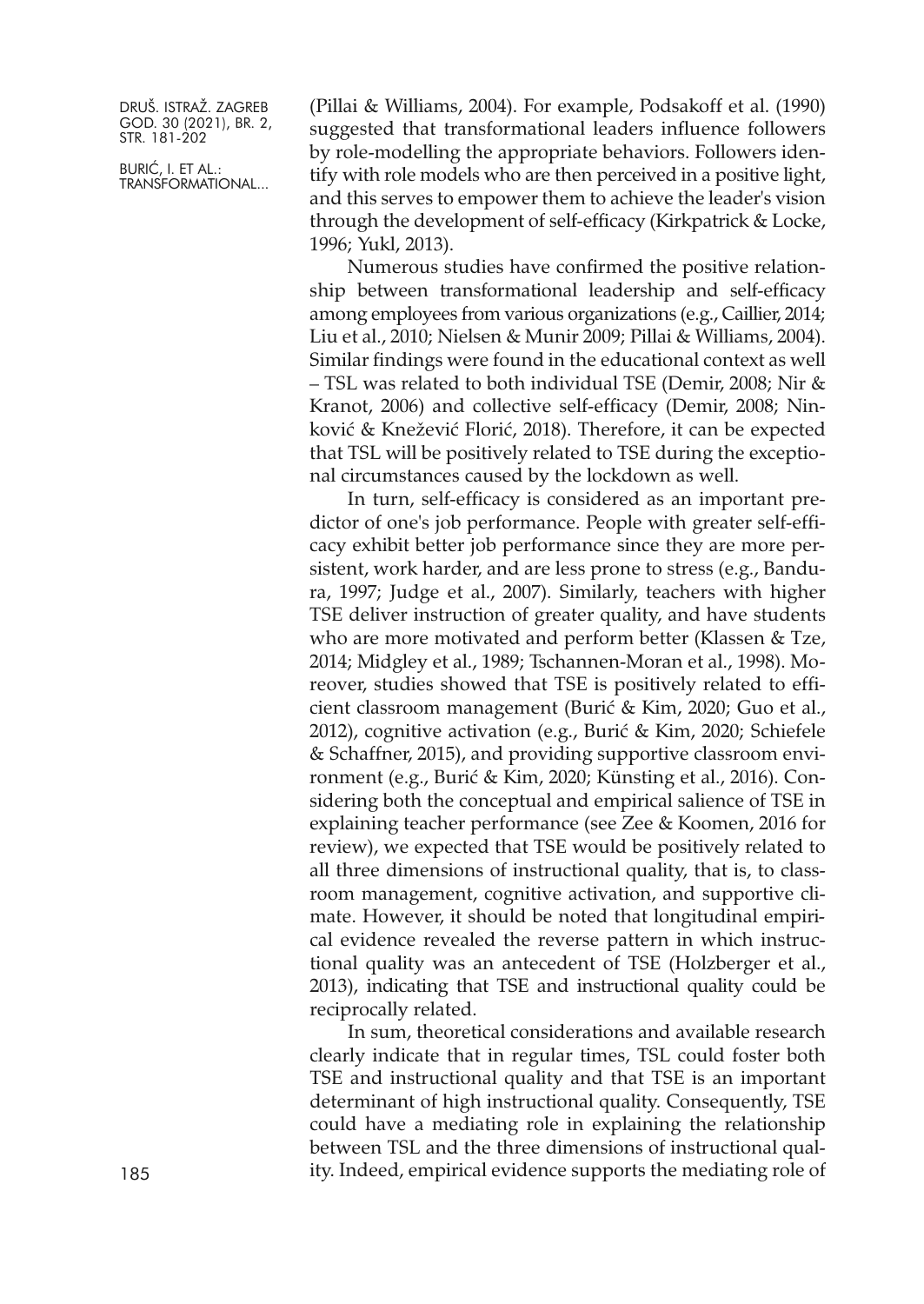(Pillai & Williams, 2004). For example, Podsakoff et al. (1990) suggested that transformational leaders influence followers by role-modelling the appropriate behaviors. Followers identify with role models who are then perceived in a positive light, and this serves to empower them to achieve the leader's vision through the development of self-efficacy (Kirkpatrick & Locke, 1996; Yukl, 2013).

Numerous studies have confirmed the positive relationship between transformational leadership and self-efficacy among employees from various organizations (e.g., Caillier, 2014; Liu et al., 2010; Nielsen & Munir 2009; Pillai & Williams, 2004). Similar findings were found in the educational context as well – TSL was related to both individual TSE (Demir, 2008; Nir & Kranot, 2006) and collective self-efficacy (Demir, 2008; Ninković & Knežević Florić, 2018). Therefore, it can be expected that TSL will be positively related to TSE during the exceptional circumstances caused by the lockdown as well.

In turn, self-efficacy is considered as an important predictor of one's job performance. People with greater self-efficacy exhibit better job performance since they are more persistent, work harder, and are less prone to stress (e.g., Bandura, 1997; Judge et al., 2007). Similarly, teachers with higher TSE deliver instruction of greater quality, and have students who are more motivated and perform better (Klassen & Tze, 2014; Midgley et al., 1989; Tschannen-Moran et al., 1998). Moreover, studies showed that TSE is positively related to efficient classroom management (Burić & Kim, 2020; Guo et al., 2012), cognitive activation (e.g., Burić & Kim, 2020; Schiefele & Schaffner, 2015), and providing supportive classroom environment (e.g., Burić & Kim, 2020; Künsting et al., 2016). Considering both the conceptual and empirical salience of TSE in explaining teacher performance (see Zee & Koomen, 2016 for review), we expected that TSE would be positively related to all three dimensions of instructional quality, that is, to classroom management, cognitive activation, and supportive climate. However, it should be noted that longitudinal empirical evidence revealed the reverse pattern in which instructional quality was an antecedent of TSE (Holzberger et al., 2013), indicating that TSE and instructional quality could be reciprocally related.

In sum, theoretical considerations and available research clearly indicate that in regular times, TSL could foster both TSE and instructional quality and that TSE is an important determinant of high instructional quality. Consequently, TSE could have a mediating role in explaining the relationship between TSL and the three dimensions of instructional quality. Indeed, empirical evidence supports the mediating role of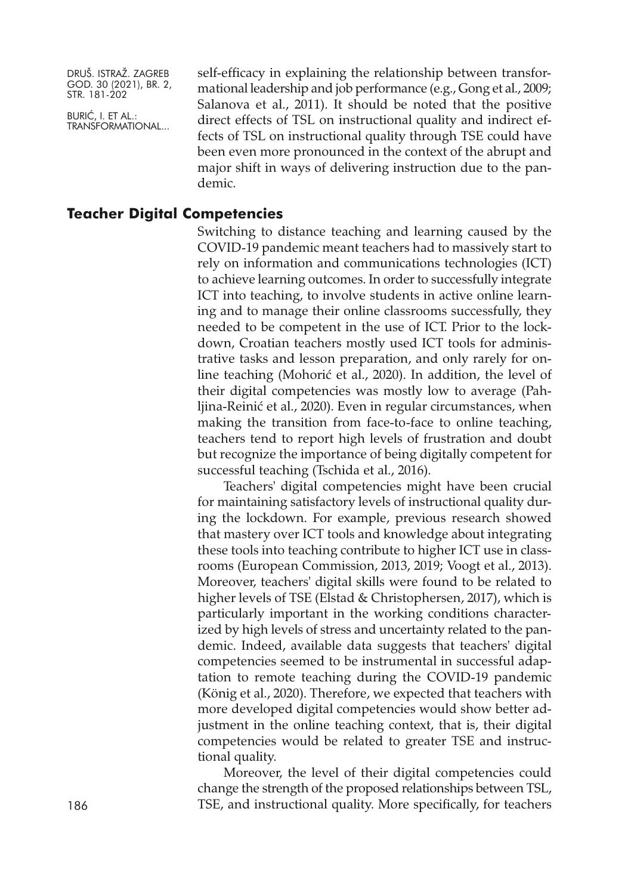self-efficacy in explaining the relationship between transformational leadership and job performance (e.g., Gong et al., 2009; Salanova et al., 2011). It should be noted that the positive direct effects of TSL on instructional quality and indirect effects of TSL on instructional quality through TSE could have been even more pronounced in the context of the abrupt and major shift in ways of delivering instruction due to the pandemic.

## Teacher Digital Competencies

Switching to distance teaching and learning caused by the COVID-19 pandemic meant teachers had to massively start to rely on information and communications technologies (ICT) to achieve learning outcomes. In order to successfully integrate ICT into teaching, to involve students in active online learning and to manage their online classrooms successfully, they needed to be competent in the use of ICT. Prior to the lockdown, Croatian teachers mostly used ICT tools for administrative tasks and lesson preparation, and only rarely for online teaching (Mohorić et al., 2020). In addition, the level of their digital competencies was mostly low to average (Pahljina-Reinić et al., 2020). Even in regular circumstances, when making the transition from face-to-face to online teaching, teachers tend to report high levels of frustration and doubt but recognize the importance of being digitally competent for successful teaching (Tschida et al., 2016).

Teachers' digital competencies might have been crucial for maintaining satisfactory levels of instructional quality during the lockdown. For example, previous research showed that mastery over ICT tools and knowledge about integrating these tools into teaching contribute to higher ICT use in classrooms (European Commission, 2013, 2019; Voogt et al., 2013). Moreover, teachers' digital skills were found to be related to higher levels of TSE (Elstad & Christophersen, 2017), which is particularly important in the working conditions characterized by high levels of stress and uncertainty related to the pandemic. Indeed, available data suggests that teachers' digital competencies seemed to be instrumental in successful adaptation to remote teaching during the COVID-19 pandemic (König et al., 2020). Therefore, we expected that teachers with more developed digital competencies would show better adjustment in the online teaching context, that is, their digital competencies would be related to greater TSE and instructional quality.

Moreover, the level of their digital competencies could change the strength of the proposed relationships between TSL, TSE, and instructional quality. More specifically, for teachers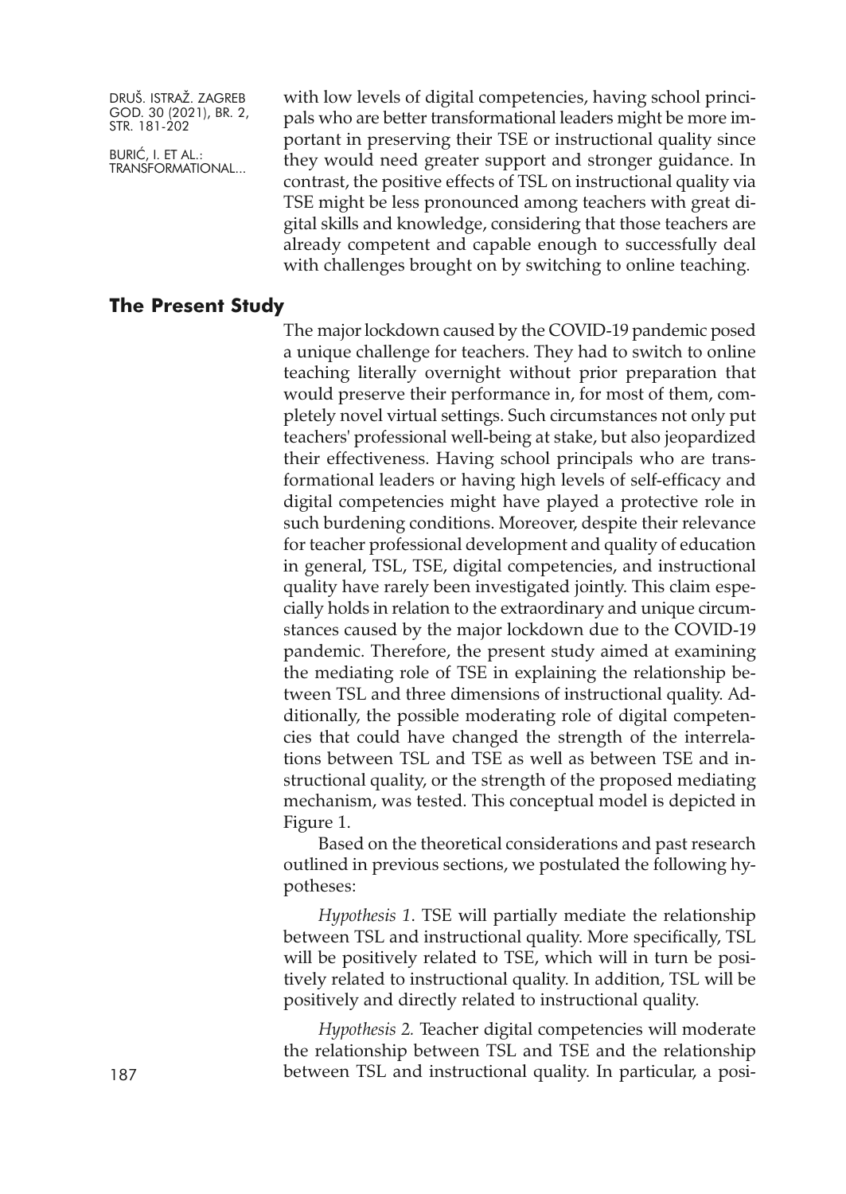with low levels of digital competencies, having school principals who are better transformational leaders might be more important in preserving their TSE or instructional quality since they would need greater support and stronger guidance. In contrast, the positive effects of TSL on instructional quality via TSE might be less pronounced among teachers with great digital skills and knowledge, considering that those teachers are already competent and capable enough to successfully deal with challenges brought on by switching to online teaching.

## The Present Study

The major lockdown caused by the COVID-19 pandemic posed a unique challenge for teachers. They had to switch to online teaching literally overnight without prior preparation that would preserve their performance in, for most of them, completely novel virtual settings. Such circumstances not only put teachers' professional well-being at stake, but also jeopardized their effectiveness. Having school principals who are transformational leaders or having high levels of self-efficacy and digital competencies might have played a protective role in such burdening conditions. Moreover, despite their relevance for teacher professional development and quality of education in general, TSL, TSE, digital competencies, and instructional quality have rarely been investigated jointly. This claim especially holds in relation to the extraordinary and unique circumstances caused by the major lockdown due to the COVID-19 pandemic. Therefore, the present study aimed at examining the mediating role of TSE in explaining the relationship between TSL and three dimensions of instructional quality. Additionally, the possible moderating role of digital competencies that could have changed the strength of the interrelations between TSL and TSE as well as between TSE and instructional quality, or the strength of the proposed mediating mechanism, was tested. This conceptual model is depicted in Figure 1.

Based on the theoretical considerations and past research outlined in previous sections, we postulated the following hypotheses:

*Hypothesis 1*. TSE will partially mediate the relationship between TSL and instructional quality. More specifically, TSL will be positively related to TSE, which will in turn be positively related to instructional quality. In addition, TSL will be positively and directly related to instructional quality.

*Hypothesis 2.* Teacher digital competencies will moderate the relationship between TSL and TSE and the relationship between TSL and instructional quality. In particular, a posi-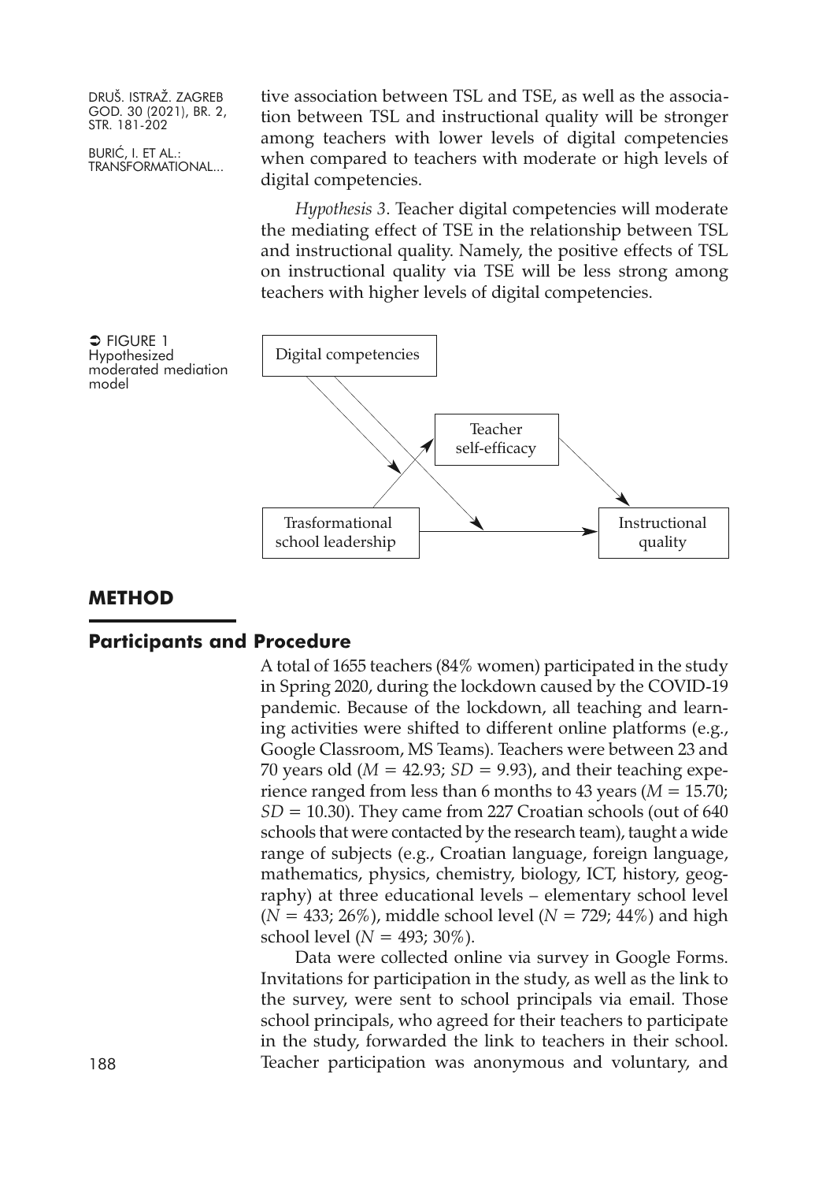tive association between TSL and TSE, as well as the association between TSL and instructional quality will be stronger among teachers with lower levels of digital competencies when compared to teachers with moderate or high levels of digital competencies.

*Hypothesis 3*. Teacher digital competencies will moderate the mediating effect of TSE in the relationship between TSL and instructional quality. Namely, the positive effects of TSL on instructional quality via TSE will be less strong among teachers with higher levels of digital competencies.

➲ FIGURE 1
Hypothesized moderated mediation model

Digital competencies

Teacher self-efficacy

Trasformational school leadership

Instructional quality

## METHOD

### Participants and Procedure

A total of 1655 teachers (84% women) participated in the study in Spring 2020, during the lockdown caused by the COVID-19 pandemic. Because of the lockdown, all teaching and learning activities were shifted to different online platforms (e.g., Google Classroom, MS Teams). Teachers were between 23 and 70 years old ($M$ = 42.93; $SD$ = 9.93), and their teaching experience ranged from less than 6 months to 43 years ($M$ = 15.70; $SD$ = 10.30). They came from 227 Croatian schools (out of 640 schools that were contacted by the research team), taught a wide range of subjects (e.g., Croatian language, foreign language, mathematics, physics, chemistry, biology, ICT, history, geography) at three educational levels – elementary school level ($N$ = 433; 26%), middle school level ($N$ = 729; 44%) and high school level ($N$ = 493; 30%).

Data were collected online via survey in Google Forms. Invitations for participation in the study, as well as the link to the survey, were sent to school principals via email. Those school principals, who agreed for their teachers to participate in the study, forwarded the link to teachers in their school. Teacher participation was anonymous and voluntary, and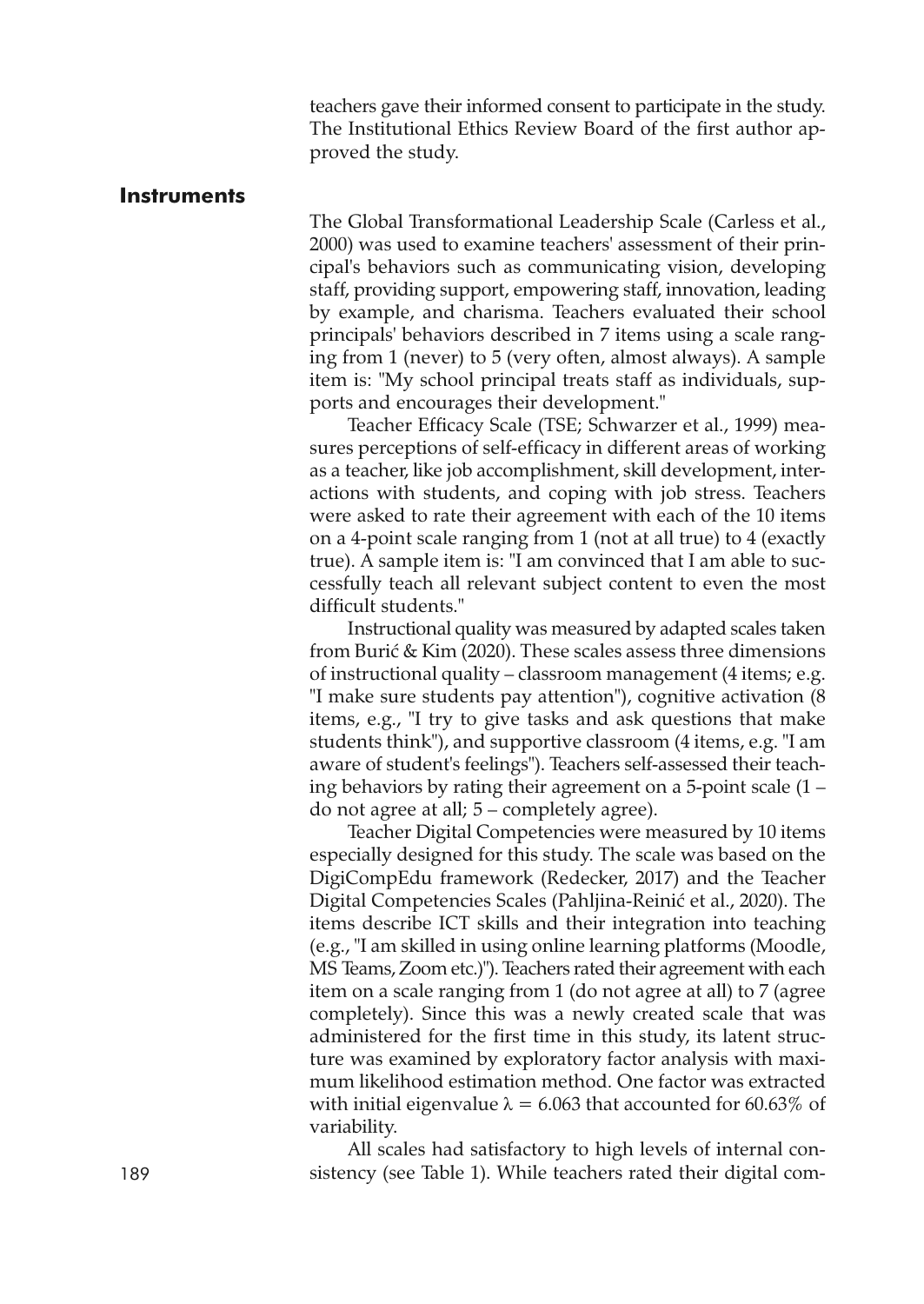teachers gave their informed consent to participate in the study. The Institutional Ethics Review Board of the first author approved the study.

## Instruments

The Global Transformational Leadership Scale (Carless et al., 2000) was used to examine teachers' assessment of their principal's behaviors such as communicating vision, developing staff, providing support, empowering staff, innovation, leading by example, and charisma. Teachers evaluated their school principals' behaviors described in 7 items using a scale ranging from 1 (never) to 5 (very often, almost always). A sample item is: "My school principal treats staff as individuals, supports and encourages their development."

Teacher Efficacy Scale (TSE; Schwarzer et al., 1999) measures perceptions of self-efficacy in different areas of working as a teacher, like job accomplishment, skill development, interactions with students, and coping with job stress. Teachers were asked to rate their agreement with each of the 10 items on a 4-point scale ranging from 1 (not at all true) to 4 (exactly true). A sample item is: "I am convinced that I am able to successfully teach all relevant subject content to even the most difficult students."

Instructional quality was measured by adapted scales taken from Burić & Kim (2020). These scales assess three dimensions of instructional quality – classroom management (4 items; e.g. "I make sure students pay attention"), cognitive activation (8 items, e.g., "I try to give tasks and ask questions that make students think"), and supportive classroom (4 items, e.g. "I am aware of student's feelings"). Teachers self-assessed their teaching behaviors by rating their agreement on a 5-point scale (1 – do not agree at all; 5 – completely agree).

Teacher Digital Competencies were measured by 10 items especially designed for this study. The scale was based on the DigiCompEdu framework (Redecker, 2017) and the Teacher Digital Competencies Scales (Pahljina-Reinić et al., 2020). The items describe ICT skills and their integration into teaching (e.g., "I am skilled in using online learning platforms (Moodle, MS Teams, Zoom etc.)"). Teachers rated their agreement with each item on a scale ranging from 1 (do not agree at all) to 7 (agree completely). Since this was a newly created scale that was administered for the first time in this study, its latent structure was examined by exploratory factor analysis with maximum likelihood estimation method. One factor was extracted with initial eigenvalue $\lambda = 6.063$ that accounted for 60.63% of variability.

All scales had satisfactory to high levels of internal consistency (see Table 1). While teachers rated their digital com-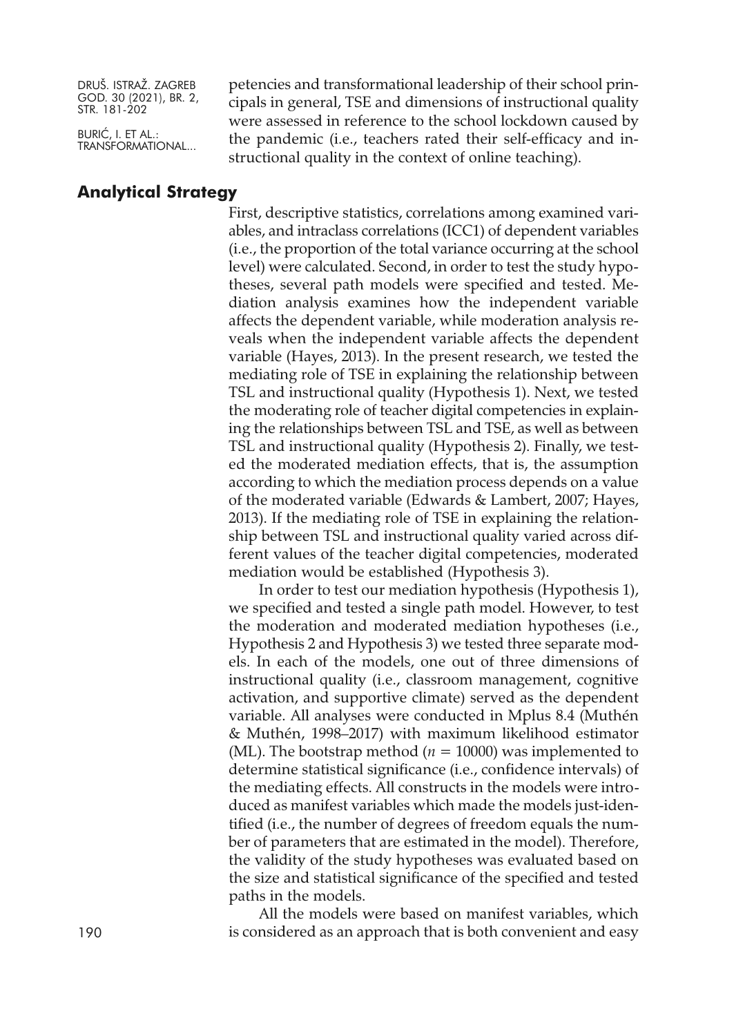petencies and transformational leadership of their school principals in general, TSE and dimensions of instructional quality were assessed in reference to the school lockdown caused by the pandemic (i.e., teachers rated their self-efficacy and instructional quality in the context of online teaching).

## Analytical Strategy

First, descriptive statistics, correlations among examined variables, and intraclass correlations (ICC1) of dependent variables (i.e., the proportion of the total variance occurring at the school level) were calculated. Second, in order to test the study hypotheses, several path models were specified and tested. Mediation analysis examines how the independent variable affects the dependent variable, while moderation analysis reveals when the independent variable affects the dependent variable (Hayes, 2013). In the present research, we tested the mediating role of TSE in explaining the relationship between TSL and instructional quality (Hypothesis 1). Next, we tested the moderating role of teacher digital competencies in explaining the relationships between TSL and TSE, as well as between TSL and instructional quality (Hypothesis 2). Finally, we tested the moderated mediation effects, that is, the assumption according to which the mediation process depends on a value of the moderated variable (Edwards & Lambert, 2007; Hayes, 2013). If the mediating role of TSE in explaining the relationship between TSL and instructional quality varied across different values of the teacher digital competencies, moderated mediation would be established (Hypothesis 3).

In order to test our mediation hypothesis (Hypothesis 1), we specified and tested a single path model. However, to test the moderation and moderated mediation hypotheses (i.e., Hypothesis 2 and Hypothesis 3) we tested three separate models. In each of the models, one out of three dimensions of instructional quality (i.e., classroom management, cognitive activation, and supportive climate) served as the dependent variable. All analyses were conducted in Mplus 8.4 (Muthén & Muthén, 1998–2017) with maximum likelihood estimator (ML). The bootstrap method ($n$ = 10000) was implemented to determine statistical significance (i.e., confidence intervals) of the mediating effects. All constructs in the models were introduced as manifest variables which made the models just-identified (i.e., the number of degrees of freedom equals the number of parameters that are estimated in the model). Therefore, the validity of the study hypotheses was evaluated based on the size and statistical significance of the specified and tested paths in the models.

All the models were based on manifest variables, which is considered as an approach that is both convenient and easy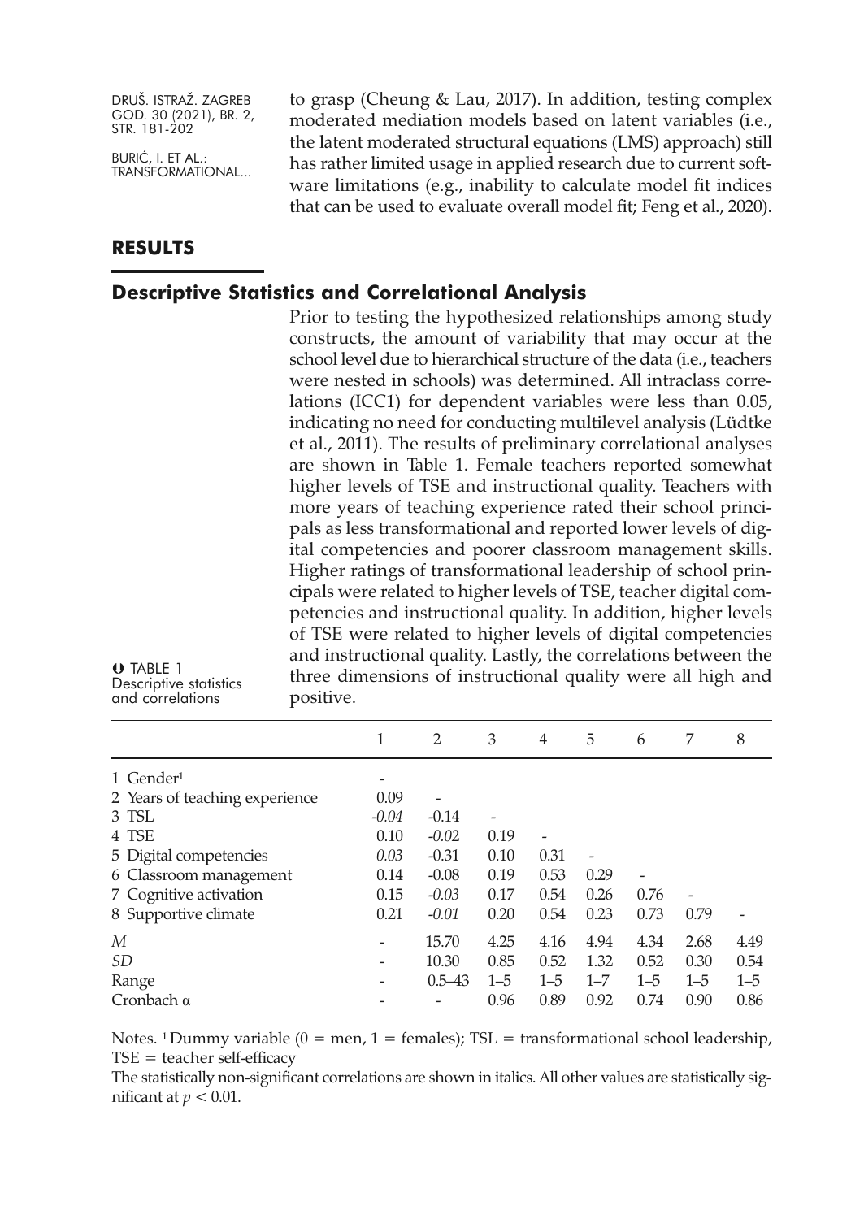to grasp (Cheung & Lau, 2017). In addition, testing complex moderated mediation models based on latent variables (i.e., the latent moderated structural equations (LMS) approach) still has rather limited usage in applied research due to current software limitations (e.g., inability to calculate model fit indices that can be used to evaluate overall model fit; Feng et al., 2020).

## RESULTS

### Descriptive Statistics and Correlational Analysis

Prior to testing the hypothesized relationships among study constructs, the amount of variability that may occur at the school level due to hierarchical structure of the data (i.e., teachers were nested in schools) was determined. All intraclass correlations (ICC1) for dependent variables were less than 0.05, indicating no need for conducting multilevel analysis (Lüdtke et al., 2011). The results of preliminary correlational analyses are shown in Table 1. Female teachers reported somewhat higher levels of TSE and instructional quality. Teachers with more years of teaching experience rated their school principals as less transformational and reported lower levels of digital competencies and poorer classroom management skills. Higher ratings of transformational leadership of school principals were related to higher levels of TSE, teacher digital competencies and instructional quality. In addition, higher levels of TSE were related to higher levels of digital competencies and instructional quality. Lastly, the correlations between the three dimensions of instructional quality were all high and positive.

TABLE 1
Descriptive statistics and correlations

| | 1 | 2 | 3 | 4 | 5 | 6 | 7 | 8 |
|---|---|---|---|---|---|---|---|---|
| 1 Gender[1] | - | | | | | | | |
| 2 Years of teaching experience | 0.09 | - | | | | | | |
| 3 TSL | *-0.04* | -0.14 | - | | | | | |
| 4 TSE | 0.10 | *-0.02* | 0.19 | - | | | | |
| 5 Digital competencies | *0.03* | -0.31 | 0.10 | 0.31 | - | | | |
| 6 Classroom management | 0.14 | -0.08 | 0.19 | 0.53 | 0.29 | - | | |
| 7 Cognitive activation | 0.15 | *-0.03* | 0.17 | 0.54 | 0.26 | 0.76 | - | |
| 8 Supportive climate | 0.21 | *-0.01* | 0.20 | 0.54 | 0.23 | 0.73 | 0.79 | - |
| *M* | - | 15.70 | 4.25 | 4.16 | 4.94 | 4.34 | 2.68 | 4.49 |
| *SD* | - | 10.30 | 0.85 | 0.52 | 1.32 | 0.52 | 0.30 | 0.54 |
| Range | - | 0.5–43 | 1–5 | 1–5 | 1–7 | 1–5 | 1–5 | 1–5 |
| Cronbach α | - | - | 0.96 | 0.89 | 0.92 | 0.74 | 0.90 | 0.86 |

Notes. [1] Dummy variable (0 = men, 1 = females); TSL = transformational school leadership, TSE = teacher self-efficacy

The statistically non-significant correlations are shown in italics. All other values are statistically significant at $p < 0.01$.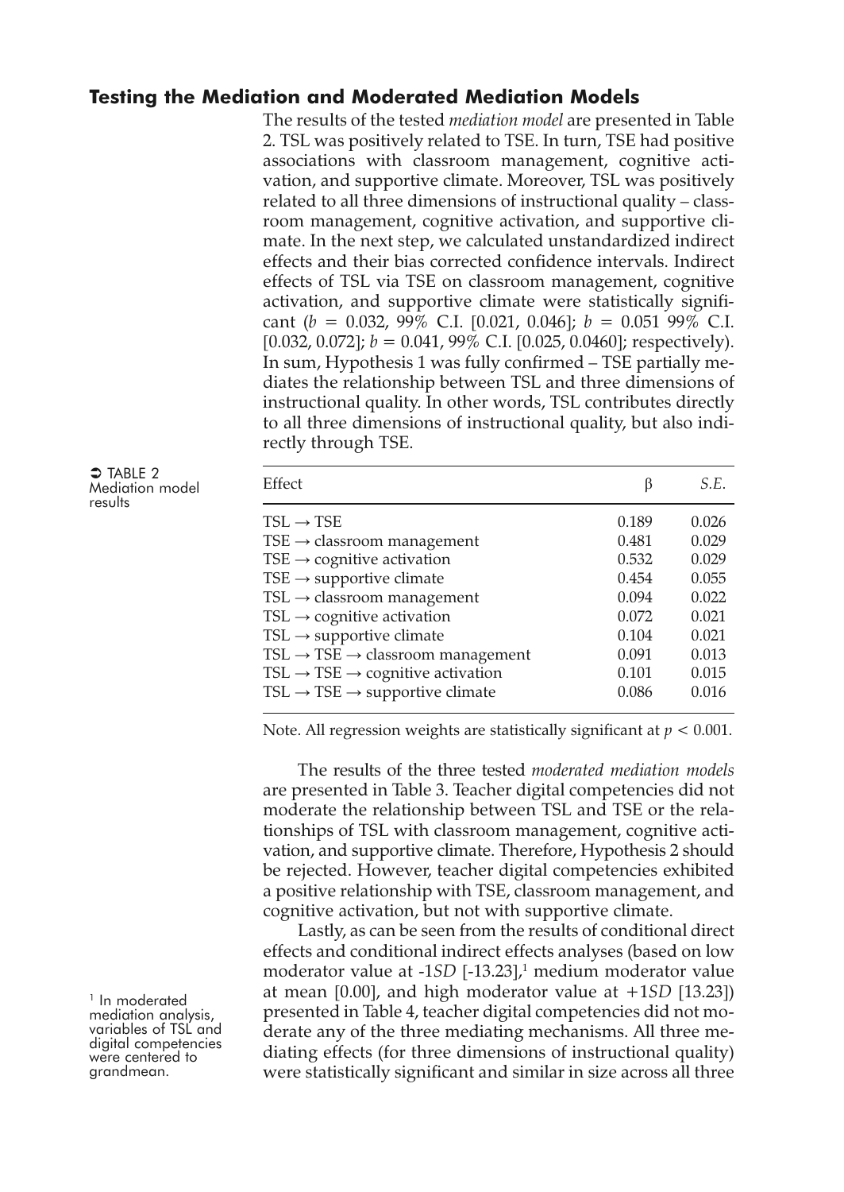## Testing the Mediation and Moderated Mediation Models

The results of the tested *mediation model* are presented in Table 2. TSL was positively related to TSE. In turn, TSE had positive associations with classroom management, cognitive activation, and supportive climate. Moreover, TSL was positively related to all three dimensions of instructional quality – classroom management, cognitive activation, and supportive climate. In the next step, we calculated unstandardized indirect effects and their bias corrected confidence intervals. Indirect effects of TSL via TSE on classroom management, cognitive activation, and supportive climate were statistically significant ($b$ = 0.032, 99% C.I. [0.021, 0.046]; $b$ = 0.051 99% C.I. [0.032, 0.072]; $b$ = 0.041, 99% C.I. [0.025, 0.0460]; respectively). In sum, Hypothesis 1 was fully confirmed – TSE partially mediates the relationship between TSL and three dimensions of instructional quality. In other words, TSL contributes directly to all three dimensions of instructional quality, but also indirectly through TSE.

➲ TABLE 2
Mediation model results

| Effect | β | *S.E.* |
|---|---|---|
| TSL → TSE | 0.189 | 0.026 |
| TSE → classroom management | 0.481 | 0.029 |
| TSE → cognitive activation | 0.532 | 0.029 |
| TSE → supportive climate | 0.454 | 0.055 |
| TSL → classroom management | 0.094 | 0.022 |
| TSL → cognitive activation | 0.072 | 0.021 |
| TSL → supportive climate | 0.104 | 0.021 |
| TSL → TSE → classroom management | 0.091 | 0.013 |
| TSL → TSE → cognitive activation | 0.101 | 0.015 |
| TSL → TSE → supportive climate | 0.086 | 0.016 |

Note. All regression weights are statistically significant at $p < 0.001$.

The results of the three tested *moderated mediation models* are presented in Table 3. Teacher digital competencies did not moderate the relationship between TSL and TSE or the relationships of TSL with classroom management, cognitive activation, and supportive climate. Therefore, Hypothesis 2 should be rejected. However, teacher digital competencies exhibited a positive relationship with TSE, classroom management, and cognitive activation, but not with supportive climate.

Lastly, as can be seen from the results of conditional direct effects and conditional indirect effects analyses (based on low moderator value at -1*SD* [-13.23],[1] medium moderator value at mean [0.00], and high moderator value at +1*SD* [13.23]) presented in Table 4, teacher digital competencies did not moderate any of the three mediating mechanisms. All three mediating effects (for three dimensions of instructional quality) were statistically significant and similar in size across all three

[1] In moderated mediation analysis, variables of TSL and digital competencies were centered to grandmean.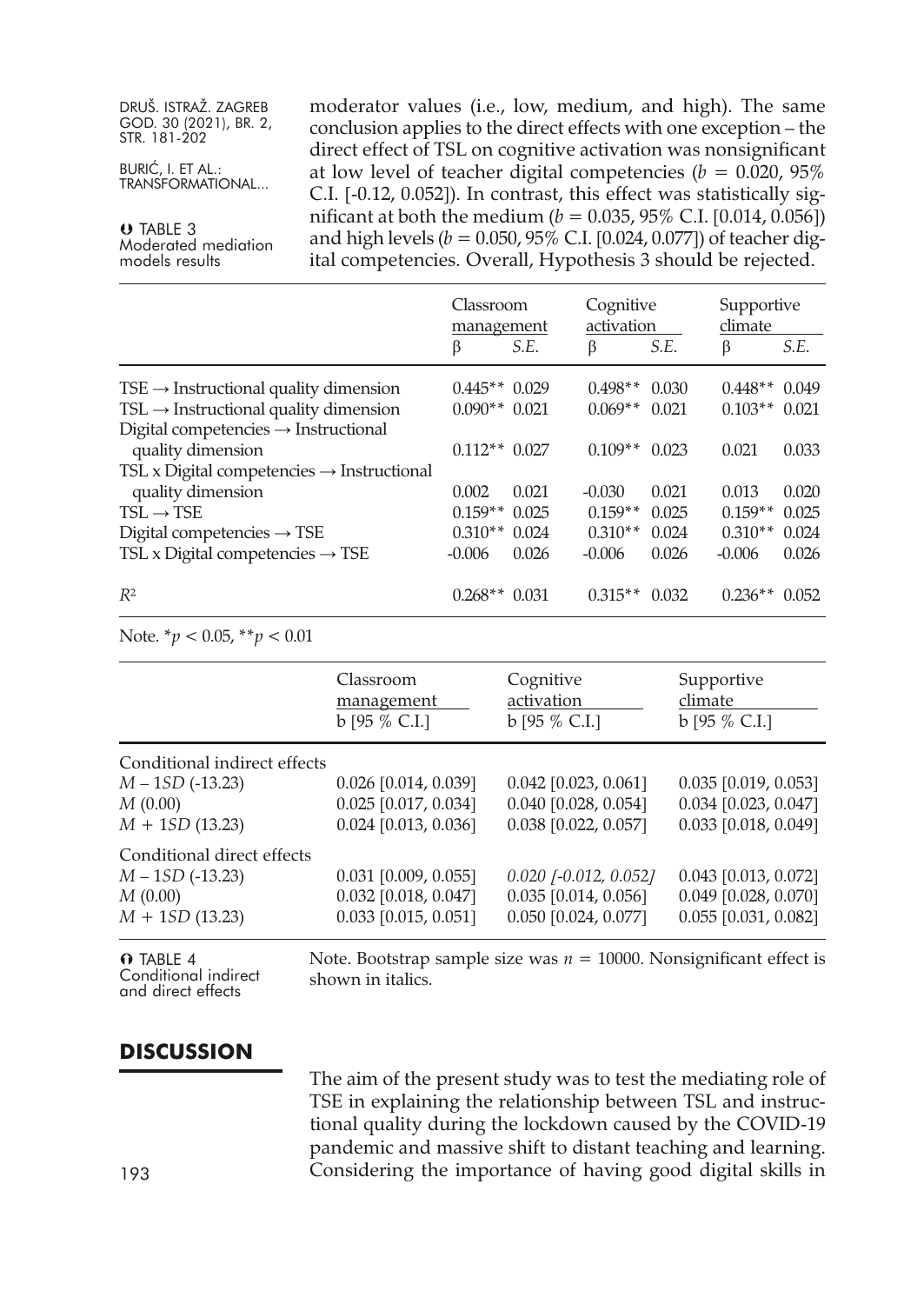moderator values (i.e., low, medium, and high). The same conclusion applies to the direct effects with one exception – the direct effect of TSL on cognitive activation was nonsignificant at low level of teacher digital competencies ($b$ = 0.020, 95% C.I. [-0.12, 0.052]). In contrast, this effect was statistically significant at both the medium ($b$ = 0.035, 95% C.I. [0.014, 0.056]) and high levels ($b$ = 0.050, 95% C.I. [0.024, 0.077]) of teacher digital competencies. Overall, Hypothesis 3 should be rejected.

TABLE 3
Moderated mediation models results

| | Classroom management | | Cognitive activation | | Supportive climate | |
|---|---|---|---|---|---|---|
| | β | *S.E.* | β | *S.E.* | β | *S.E.* |
| TSE → Instructional quality dimension | 0.445** | 0.029 | 0.498** | 0.030 | 0.448** | 0.049 |
| TSL → Instructional quality dimension | 0.090** | 0.021 | 0.069** | 0.021 | 0.103** | 0.021 |
| Digital competencies → Instructional quality dimension | 0.112** | 0.027 | 0.109** | 0.023 | 0.021 | 0.033 |
| TSL x Digital competencies → Instructional quality dimension | 0.002 | 0.021 | -0.030 | 0.021 | 0.013 | 0.020 |
| TSL → TSE | 0.159** | 0.025 | 0.159** | 0.025 | 0.159** | 0.025 |
| Digital competencies → TSE | 0.310** | 0.024 | 0.310** | 0.024 | 0.310** | 0.024 |
| TSL x Digital competencies → TSE | -0.006 | 0.026 | -0.006 | 0.026 | -0.006 | 0.026 |
| $R^2$ | 0.268** | 0.031 | 0.315** | 0.032 | 0.236** | 0.052 |

Note. *$p < 0.05$, **$p < 0.01$

| | Classroom management | Cognitive activation | Supportive climate |
|---|---|---|---|
| | b [95 % C.I.] | b [95 % C.I.] | b [95 % C.I.] |
| Conditional indirect effects | | | |
| $M$ – 1$SD$ (-13.23) | 0.026 [0.014, 0.039] | 0.042 [0.023, 0.061] | 0.035 [0.019, 0.053] |
| $M$ (0.00) | 0.025 [0.017, 0.034] | 0.040 [0.028, 0.054] | 0.034 [0.023, 0.047] |
| $M$ + 1$SD$ (13.23) | 0.024 [0.013, 0.036] | 0.038 [0.022, 0.057] | 0.033 [0.018, 0.049] |
| Conditional direct effects | | | |
| $M$ – 1$SD$ (-13.23) | 0.031 [0.009, 0.055] | *0.020 [-0.012, 0.052]* | 0.043 [0.013, 0.072] |
| $M$ (0.00) | 0.032 [0.018, 0.047] | 0.035 [0.014, 0.056] | 0.049 [0.028, 0.070] |
| $M$ + 1$SD$ (13.23) | 0.033 [0.015, 0.051] | 0.050 [0.024, 0.077] | 0.055 [0.031, 0.082] |

TABLE 4
Conditional indirect and direct effects

Note. Bootstrap sample size was $n$ = 10000. Nonsignificant effect is shown in italics.

## DISCUSSION

The aim of the present study was to test the mediating role of TSE in explaining the relationship between TSL and instructional quality during the lockdown caused by the COVID-19 pandemic and massive shift to distant teaching and learning. Considering the importance of having good digital skills in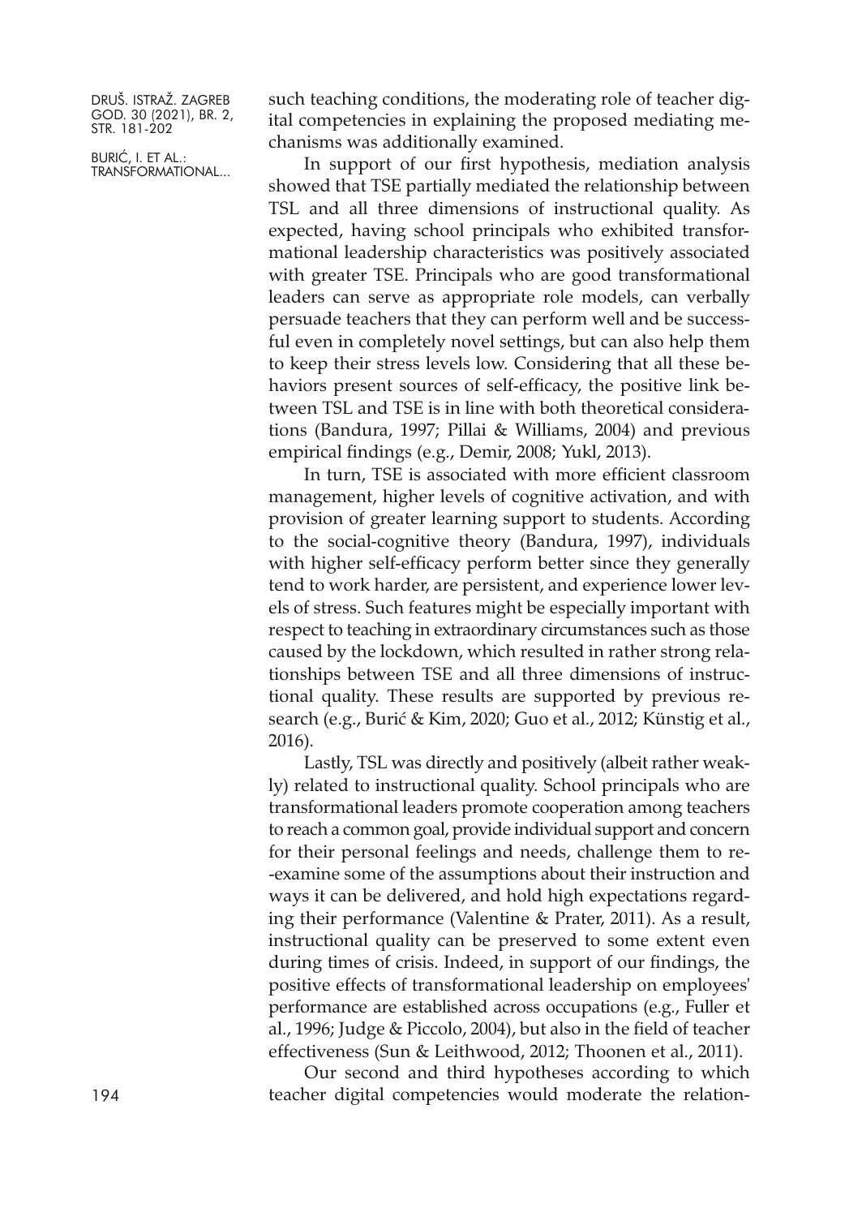such teaching conditions, the moderating role of teacher digital competencies in explaining the proposed mediating mechanisms was additionally examined.

In support of our first hypothesis, mediation analysis showed that TSE partially mediated the relationship between TSL and all three dimensions of instructional quality. As expected, having school principals who exhibited transformational leadership characteristics was positively associated with greater TSE. Principals who are good transformational leaders can serve as appropriate role models, can verbally persuade teachers that they can perform well and be successful even in completely novel settings, but can also help them to keep their stress levels low. Considering that all these behaviors present sources of self-efficacy, the positive link between TSL and TSE is in line with both theoretical considerations (Bandura, 1997; Pillai & Williams, 2004) and previous empirical findings (e.g., Demir, 2008; Yukl, 2013).

In turn, TSE is associated with more efficient classroom management, higher levels of cognitive activation, and with provision of greater learning support to students. According to the social-cognitive theory (Bandura, 1997), individuals with higher self-efficacy perform better since they generally tend to work harder, are persistent, and experience lower levels of stress. Such features might be especially important with respect to teaching in extraordinary circumstances such as those caused by the lockdown, which resulted in rather strong relationships between TSE and all three dimensions of instructional quality. These results are supported by previous research (e.g., Burić & Kim, 2020; Guo et al., 2012; Künstig et al., 2016).

Lastly, TSL was directly and positively (albeit rather weakly) related to instructional quality. School principals who are transformational leaders promote cooperation among teachers to reach a common goal, provide individual support and concern for their personal feelings and needs, challenge them to re-examine some of the assumptions about their instruction and ways it can be delivered, and hold high expectations regarding their performance (Valentine & Prater, 2011). As a result, instructional quality can be preserved to some extent even during times of crisis. Indeed, in support of our findings, the positive effects of transformational leadership on employees' performance are established across occupations (e.g., Fuller et al., 1996; Judge & Piccolo, 2004), but also in the field of teacher effectiveness (Sun & Leithwood, 2012; Thoonen et al., 2011).

Our second and third hypotheses according to which teacher digital competencies would moderate the relation-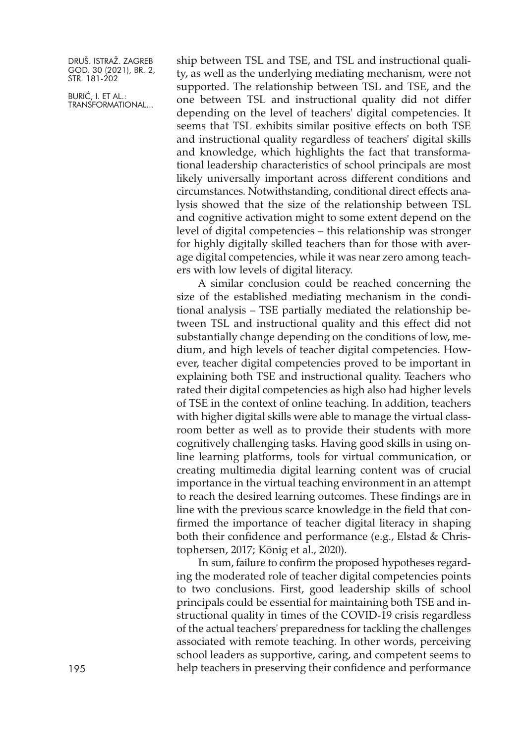ship between TSL and TSE, and TSL and instructional quality, as well as the underlying mediating mechanism, were not supported. The relationship between TSL and TSE, and the one between TSL and instructional quality did not differ depending on the level of teachers' digital competencies. It seems that TSL exhibits similar positive effects on both TSE and instructional quality regardless of teachers' digital skills and knowledge, which highlights the fact that transformational leadership characteristics of school principals are most likely universally important across different conditions and circumstances. Notwithstanding, conditional direct effects analysis showed that the size of the relationship between TSL and cognitive activation might to some extent depend on the level of digital competencies – this relationship was stronger for highly digitally skilled teachers than for those with average digital competencies, while it was near zero among teachers with low levels of digital literacy.

A similar conclusion could be reached concerning the size of the established mediating mechanism in the conditional analysis – TSE partially mediated the relationship between TSL and instructional quality and this effect did not substantially change depending on the conditions of low, medium, and high levels of teacher digital competencies. However, teacher digital competencies proved to be important in explaining both TSE and instructional quality. Teachers who rated their digital competencies as high also had higher levels of TSE in the context of online teaching. In addition, teachers with higher digital skills were able to manage the virtual classroom better as well as to provide their students with more cognitively challenging tasks. Having good skills in using online learning platforms, tools for virtual communication, or creating multimedia digital learning content was of crucial importance in the virtual teaching environment in an attempt to reach the desired learning outcomes. These findings are in line with the previous scarce knowledge in the field that confirmed the importance of teacher digital literacy in shaping both their confidence and performance (e.g., Elstad & Christophersen, 2017; König et al., 2020).

In sum, failure to confirm the proposed hypotheses regarding the moderated role of teacher digital competencies points to two conclusions. First, good leadership skills of school principals could be essential for maintaining both TSE and instructional quality in times of the COVID-19 crisis regardless of the actual teachers' preparedness for tackling the challenges associated with remote teaching. In other words, perceiving school leaders as supportive, caring, and competent seems to help teachers in preserving their confidence and performance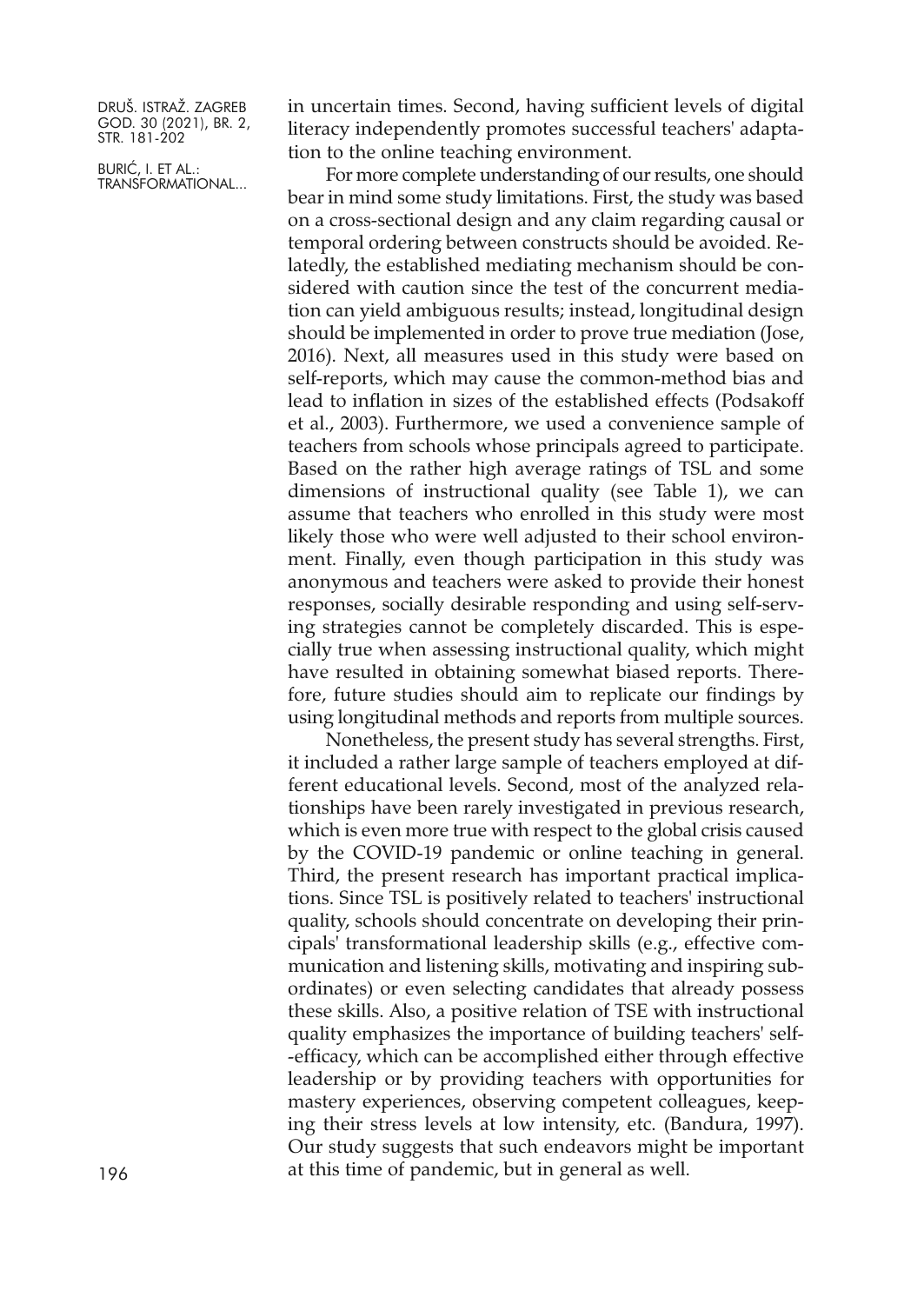in uncertain times. Second, having sufficient levels of digital literacy independently promotes successful teachers' adaptation to the online teaching environment.

For more complete understanding of our results, one should bear in mind some study limitations. First, the study was based on a cross-sectional design and any claim regarding causal or temporal ordering between constructs should be avoided. Relatedly, the established mediating mechanism should be considered with caution since the test of the concurrent mediation can yield ambiguous results; instead, longitudinal design should be implemented in order to prove true mediation (Jose, 2016). Next, all measures used in this study were based on self-reports, which may cause the common-method bias and lead to inflation in sizes of the established effects (Podsakoff et al., 2003). Furthermore, we used a convenience sample of teachers from schools whose principals agreed to participate. Based on the rather high average ratings of TSL and some dimensions of instructional quality (see Table 1), we can assume that teachers who enrolled in this study were most likely those who were well adjusted to their school environment. Finally, even though participation in this study was anonymous and teachers were asked to provide their honest responses, socially desirable responding and using self-serving strategies cannot be completely discarded. This is especially true when assessing instructional quality, which might have resulted in obtaining somewhat biased reports. Therefore, future studies should aim to replicate our findings by using longitudinal methods and reports from multiple sources.

Nonetheless, the present study has several strengths. First, it included a rather large sample of teachers employed at different educational levels. Second, most of the analyzed relationships have been rarely investigated in previous research, which is even more true with respect to the global crisis caused by the COVID-19 pandemic or online teaching in general. Third, the present research has important practical implications. Since TSL is positively related to teachers' instructional quality, schools should concentrate on developing their principals' transformational leadership skills (e.g., effective communication and listening skills, motivating and inspiring subordinates) or even selecting candidates that already possess these skills. Also, a positive relation of TSE with instructional quality emphasizes the importance of building teachers' self-efficacy, which can be accomplished either through effective leadership or by providing teachers with opportunities for mastery experiences, observing competent colleagues, keeping their stress levels at low intensity, etc. (Bandura, 1997). Our study suggests that such endeavors might be important at this time of pandemic, but in general as well.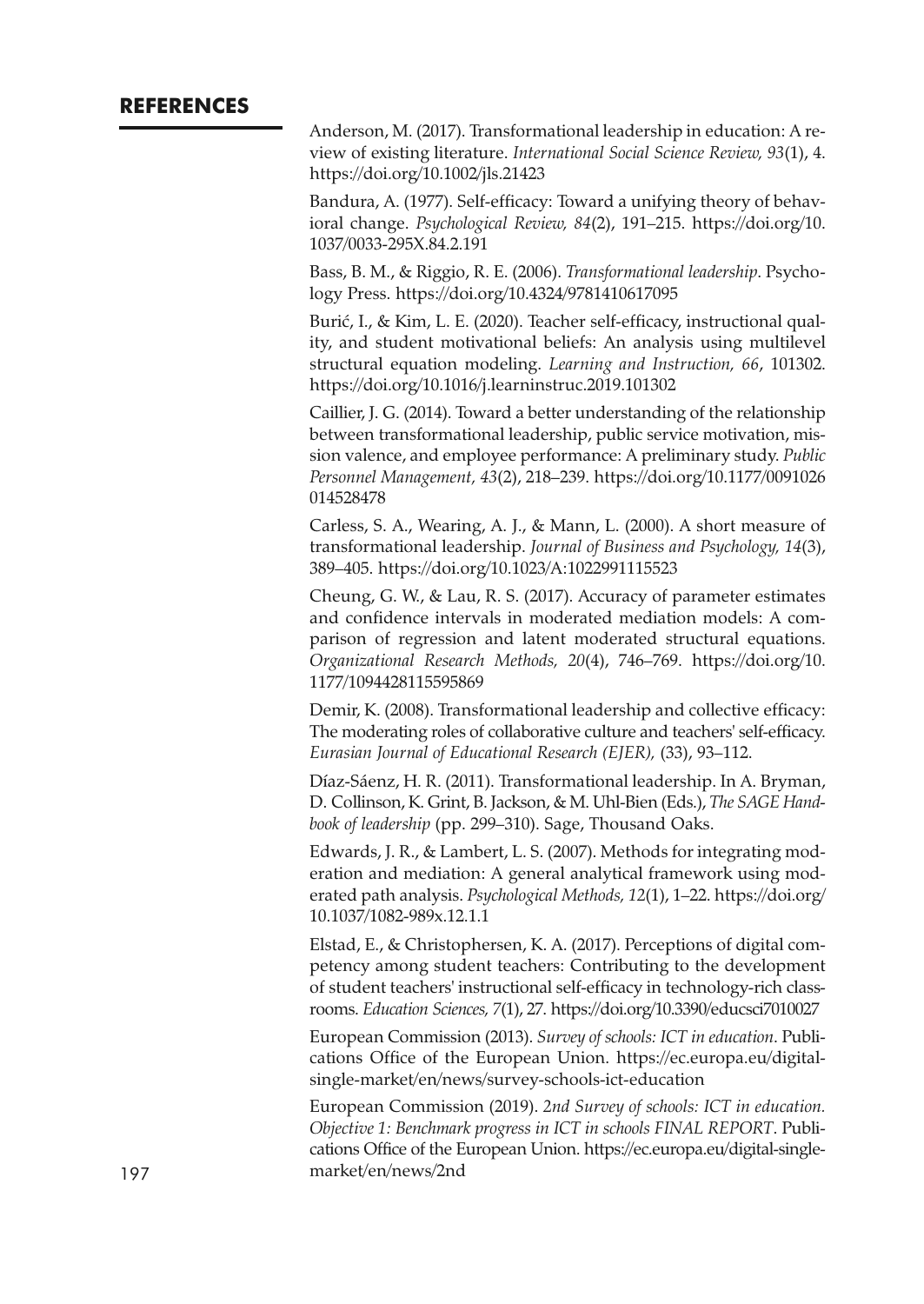## REFERENCES

Anderson, M. (2017). Transformational leadership in education: A review of existing literature. *International Social Science Review, 93*(1), 4. https://doi.org/10.1002/jls.21423

Bandura, A. (1977). Self-efficacy: Toward a unifying theory of behavioral change. *Psychological Review, 84*(2), 191–215. https://doi.org/10.1037/0033-295X.84.2.191

Bass, B. M., & Riggio, R. E. (2006). *Transformational leadership*. Psychology Press. https://doi.org/10.4324/9781410617095

Burić, I., & Kim, L. E. (2020). Teacher self-efficacy, instructional quality, and student motivational beliefs: An analysis using multilevel structural equation modeling. *Learning and Instruction, 66*, 101302. https://doi.org/10.1016/j.learninstruc.2019.101302

Caillier, J. G. (2014). Toward a better understanding of the relationship between transformational leadership, public service motivation, mission valence, and employee performance: A preliminary study. *Public Personnel Management, 43*(2), 218–239. https://doi.org/10.1177/0091026014528478

Carless, S. A., Wearing, A. J., & Mann, L. (2000). A short measure of transformational leadership. *Journal of Business and Psychology, 14*(3), 389–405. https://doi.org/10.1023/A:1022991115523

Cheung, G. W., & Lau, R. S. (2017). Accuracy of parameter estimates and confidence intervals in moderated mediation models: A comparison of regression and latent moderated structural equations. *Organizational Research Methods, 20*(4), 746–769. https://doi.org/10.1177/1094428115595869

Demir, K. (2008). Transformational leadership and collective efficacy: The moderating roles of collaborative culture and teachers' self-efficacy. *Eurasian Journal of Educational Research (EJER),* (33), 93–112.

Díaz-Sáenz, H. R. (2011). Transformational leadership. In A. Bryman, D. Collinson, K. Grint, B. Jackson, & M. Uhl-Bien (Eds.), *The SAGE Handbook of leadership* (pp. 299–310). Sage, Thousand Oaks.

Edwards, J. R., & Lambert, L. S. (2007). Methods for integrating moderation and mediation: A general analytical framework using moderated path analysis. *Psychological Methods, 12*(1), 1–22. https://doi.org/10.1037/1082-989x.12.1.1

Elstad, E., & Christophersen, K. A. (2017). Perceptions of digital competency among student teachers: Contributing to the development of student teachers' instructional self-efficacy in technology-rich classrooms. *Education Sciences, 7*(1), 27. https://doi.org/10.3390/educsci7010027

European Commission (2013). *Survey of schools: ICT in education*. Publications Office of the European Union. https://ec.europa.eu/digital-single-market/en/news/survey-schools-ict-education

European Commission (2019). *2nd Survey of schools: ICT in education. Objective 1: Benchmark progress in ICT in schools FINAL REPORT*. Publications Office of the European Union. https://ec.europa.eu/digital-single-market/en/news/2nd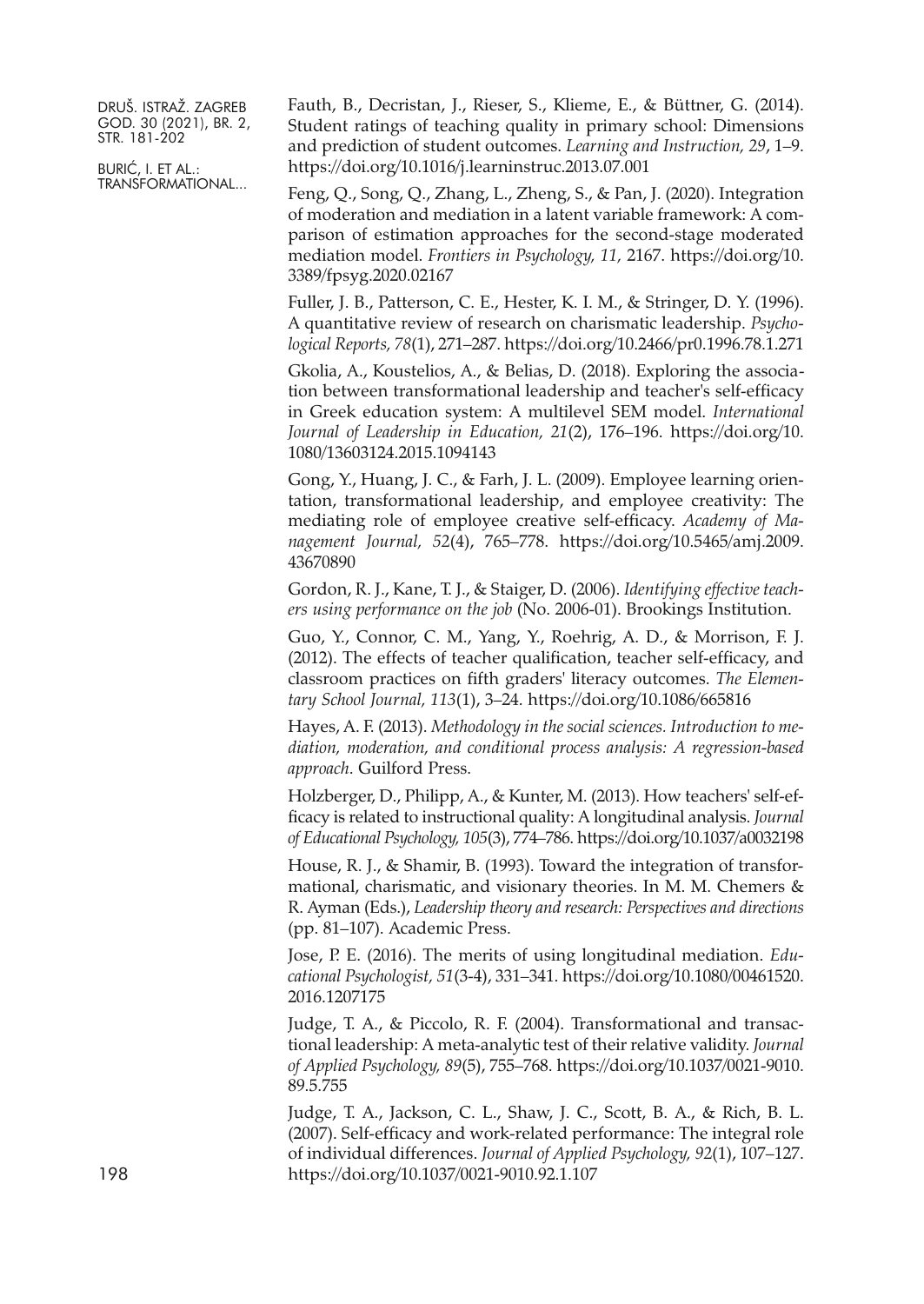Fauth, B., Decristan, J., Rieser, S., Klieme, E., & Büttner, G. (2014). Student ratings of teaching quality in primary school: Dimensions and prediction of student outcomes. *Learning and Instruction, 29*, 1–9. https://doi.org/10.1016/j.learninstruc.2013.07.001

Feng, Q., Song, Q., Zhang, L., Zheng, S., & Pan, J. (2020). Integration of moderation and mediation in a latent variable framework: A comparison of estimation approaches for the second-stage moderated mediation model. *Frontiers in Psychology, 11,* 2167. https://doi.org/10.3389/fpsyg.2020.02167

Fuller, J. B., Patterson, C. E., Hester, K. I. M., & Stringer, D. Y. (1996). A quantitative review of research on charismatic leadership. *Psychological Reports, 78*(1), 271–287. https://doi.org/10.2466/pr0.1996.78.1.271

Gkolia, A., Koustelios, A., & Belias, D. (2018). Exploring the association between transformational leadership and teacher's self-efficacy in Greek education system: A multilevel SEM model. *International Journal of Leadership in Education, 21*(2), 176–196. https://doi.org/10.1080/13603124.2015.1094143

Gong, Y., Huang, J. C., & Farh, J. L. (2009). Employee learning orientation, transformational leadership, and employee creativity: The mediating role of employee creative self-efficacy. *Academy of Management Journal, 52*(4), 765–778. https://doi.org/10.5465/amj.2009.43670890

Gordon, R. J., Kane, T. J., & Staiger, D. (2006). *Identifying effective teachers using performance on the job* (No. 2006-01). Brookings Institution.

Guo, Y., Connor, C. M., Yang, Y., Roehrig, A. D., & Morrison, F. J. (2012). The effects of teacher qualification, teacher self-efficacy, and classroom practices on fifth graders' literacy outcomes. *The Elementary School Journal, 113*(1), 3–24. https://doi.org/10.1086/665816

Hayes, A. F. (2013). *Methodology in the social sciences. Introduction to mediation, moderation, and conditional process analysis: A regression-based approach*. Guilford Press.

Holzberger, D., Philipp, A., & Kunter, M. (2013). How teachers' self-efficacy is related to instructional quality: A longitudinal analysis. *Journal of Educational Psychology, 105*(3), 774–786. https://doi.org/10.1037/a0032198

House, R. J., & Shamir, B. (1993). Toward the integration of transformational, charismatic, and visionary theories. In M. M. Chemers & R. Ayman (Eds.), *Leadership theory and research: Perspectives and directions* (pp. 81–107). Academic Press.

Jose, P. E. (2016). The merits of using longitudinal mediation. *Educational Psychologist, 51*(3-4), 331–341. https://doi.org/10.1080/00461520.2016.1207175

Judge, T. A., & Piccolo, R. F. (2004). Transformational and transactional leadership: A meta-analytic test of their relative validity. *Journal of Applied Psychology, 89*(5), 755–768. https://doi.org/10.1037/0021-9010.89.5.755

Judge, T. A., Jackson, C. L., Shaw, J. C., Scott, B. A., & Rich, B. L. (2007). Self-efficacy and work-related performance: The integral role of individual differences. *Journal of Applied Psychology, 92*(1), 107–127. https://doi.org/10.1037/0021-9010.92.1.107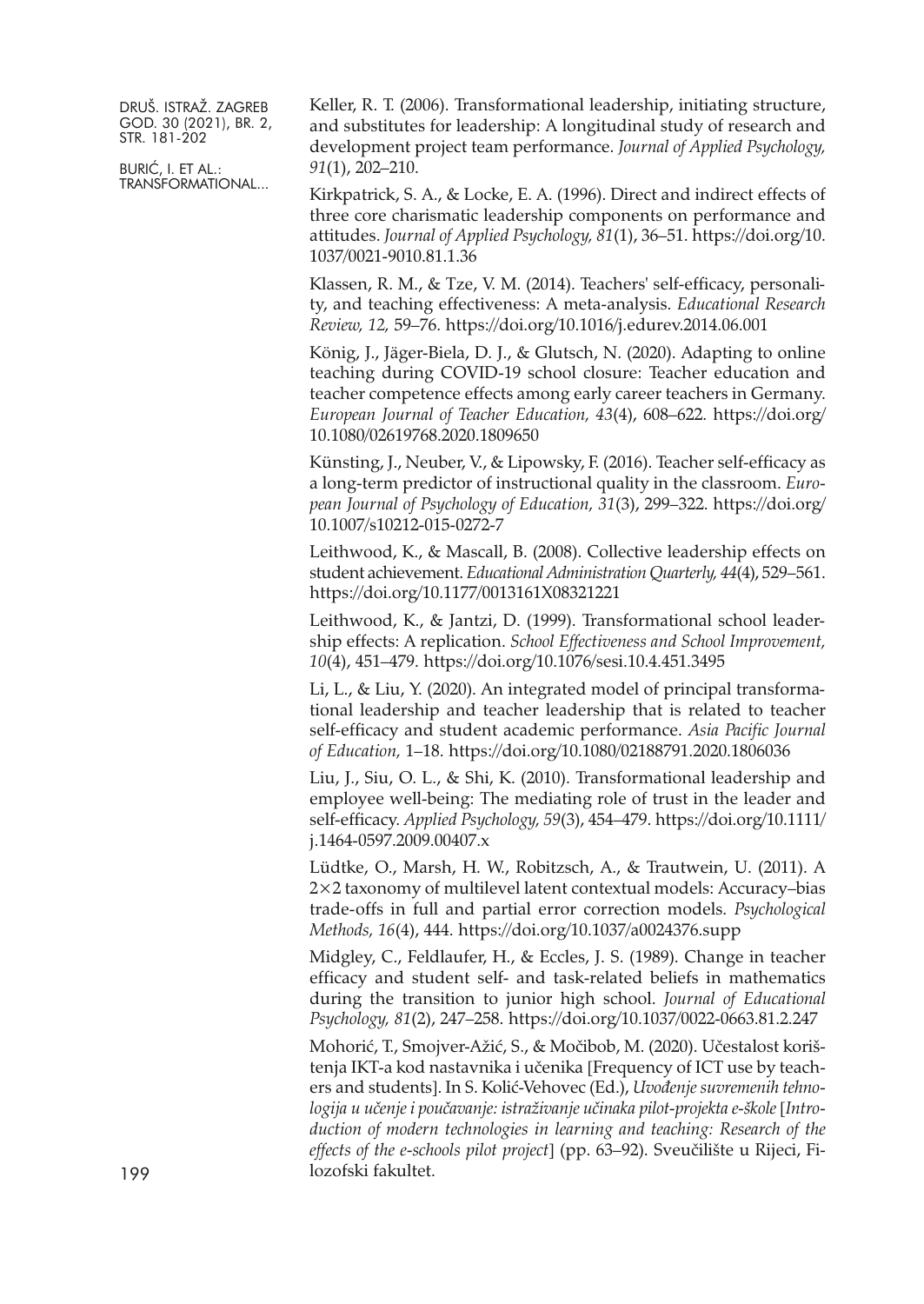Keller, R. T. (2006). Transformational leadership, initiating structure, and substitutes for leadership: A longitudinal study of research and development project team performance. *Journal of Applied Psychology, 91*(1), 202–210.

Kirkpatrick, S. A., & Locke, E. A. (1996). Direct and indirect effects of three core charismatic leadership components on performance and attitudes. *Journal of Applied Psychology, 81*(1), 36–51. https://doi.org/10.1037/0021-9010.81.1.36

Klassen, R. M., & Tze, V. M. (2014). Teachers' self-efficacy, personality, and teaching effectiveness: A meta-analysis. *Educational Research Review, 12,* 59–76. https://doi.org/10.1016/j.edurev.2014.06.001

König, J., Jäger-Biela, D. J., & Glutsch, N. (2020). Adapting to online teaching during COVID-19 school closure: Teacher education and teacher competence effects among early career teachers in Germany. *European Journal of Teacher Education, 43*(4), 608–622. https://doi.org/10.1080/02619768.2020.1809650

Künsting, J., Neuber, V., & Lipowsky, F. (2016). Teacher self-efficacy as a long-term predictor of instructional quality in the classroom. *European Journal of Psychology of Education, 31*(3), 299–322. https://doi.org/10.1007/s10212-015-0272-7

Leithwood, K., & Mascall, B. (2008). Collective leadership effects on student achievement. *Educational Administration Quarterly, 44*(4), 529–561. https://doi.org/10.1177/0013161X08321221

Leithwood, K., & Jantzi, D. (1999). Transformational school leadership effects: A replication. *School Effectiveness and School Improvement, 10*(4), 451–479. https://doi.org/10.1076/sesi.10.4.451.3495

Li, L., & Liu, Y. (2020). An integrated model of principal transformational leadership and teacher leadership that is related to teacher self-efficacy and student academic performance. *Asia Pacific Journal of Education,* 1–18. https://doi.org/10.1080/02188791.2020.1806036

Liu, J., Siu, O. L., & Shi, K. (2010). Transformational leadership and employee well-being: The mediating role of trust in the leader and self-efficacy. *Applied Psychology, 59*(3), 454–479. https://doi.org/10.1111/j.1464-0597.2009.00407.x

Lüdtke, O., Marsh, H. W., Robitzsch, A., & Trautwein, U. (2011). A 2×2 taxonomy of multilevel latent contextual models: Accuracy–bias trade-offs in full and partial error correction models. *Psychological Methods, 16*(4), 444. https://doi.org/10.1037/a0024376.supp

Midgley, C., Feldlaufer, H., & Eccles, J. S. (1989). Change in teacher efficacy and student self- and task-related beliefs in mathematics during the transition to junior high school. *Journal of Educational Psychology, 81*(2), 247–258. https://doi.org/10.1037/0022-0663.81.2.247

Mohorić, T., Smojver-Ažić, S., & Močibob, M. (2020). Učestalost korištenja IKT-a kod nastavnika i učenika [Frequency of ICT use by teachers and students]. In S. Kolić-Vehovec (Ed.), *Uvođenje suvremenih tehnologija u učenje i poučavanje: istraživanje učinaka pilot-projekta e-škole* [*Introduction of modern technologies in learning and teaching: Research of the effects of the e-schools pilot project*] (pp. 63–92). Sveučilište u Rijeci, Filozofski fakultet.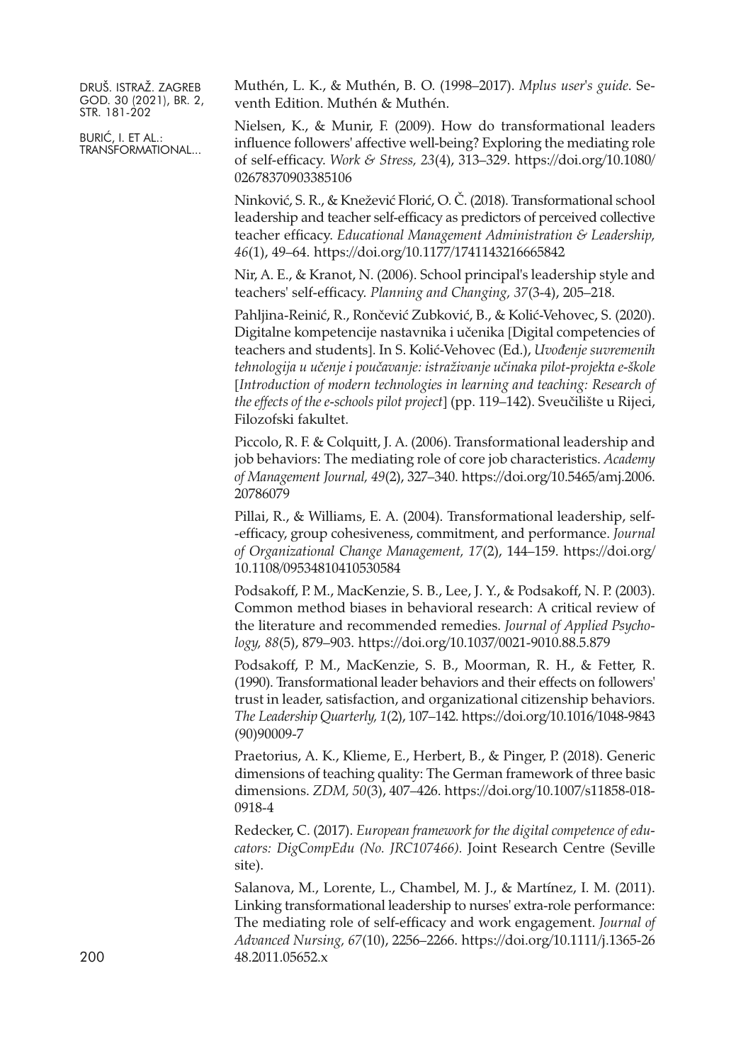Muthén, L. K., & Muthén, B. O. (1998–2017). *Mplus user's guide*. Seventh Edition. Muthén & Muthén.

Nielsen, K., & Munir, F. (2009). How do transformational leaders influence followers' affective well-being? Exploring the mediating role of self-efficacy. *Work & Stress, 23*(4), 313–329. https://doi.org/10.1080/02678370903385106

Ninković, S. R., & Knežević Florić, O. Č. (2018). Transformational school leadership and teacher self-efficacy as predictors of perceived collective teacher efficacy. *Educational Management Administration & Leadership, 46*(1), 49–64. https://doi.org/10.1177/1741143216665842

Nir, A. E., & Kranot, N. (2006). School principal's leadership style and teachers' self-efficacy. *Planning and Changing, 37*(3-4), 205–218.

Pahljina-Reinić, R., Rončević Zubković, B., & Kolić-Vehovec, S. (2020). Digitalne kompetencije nastavnika i učenika [Digital competencies of teachers and students]. In S. Kolić-Vehovec (Ed.), *Uvođenje suvremenih tehnologija u učenje i poučavanje: istraživanje učinaka pilot-projekta e-škole* [*Introduction of modern technologies in learning and teaching: Research of the effects of the e-schools pilot project*] (pp. 119–142). Sveučilište u Rijeci, Filozofski fakultet.

Piccolo, R. F. & Colquitt, J. A. (2006). Transformational leadership and job behaviors: The mediating role of core job characteristics. *Academy of Management Journal, 49*(2), 327–340. https://doi.org/10.5465/amj.2006.20786079

Pillai, R., & Williams, E. A. (2004). Transformational leadership, self--efficacy, group cohesiveness, commitment, and performance. *Journal of Organizational Change Management, 17*(2), 144–159. https://doi.org/10.1108/09534810410530584

Podsakoff, P. M., MacKenzie, S. B., Lee, J. Y., & Podsakoff, N. P. (2003). Common method biases in behavioral research: A critical review of the literature and recommended remedies. *Journal of Applied Psychology, 88*(5), 879–903. https://doi.org/10.1037/0021-9010.88.5.879

Podsakoff, P. M., MacKenzie, S. B., Moorman, R. H., & Fetter, R. (1990). Transformational leader behaviors and their effects on followers' trust in leader, satisfaction, and organizational citizenship behaviors. *The Leadership Quarterly, 1*(2), 107–142. https://doi.org/10.1016/1048-9843(90)90009-7

Praetorius, A. K., Klieme, E., Herbert, B., & Pinger, P. (2018). Generic dimensions of teaching quality: The German framework of three basic dimensions. *ZDM, 50*(3), 407–426. https://doi.org/10.1007/s11858-018-0918-4

Redecker, C. (2017). *European framework for the digital competence of educators: DigCompEdu (No. JRC107466)*. Joint Research Centre (Seville site).

Salanova, M., Lorente, L., Chambel, M. J., & Martínez, I. M. (2011). Linking transformational leadership to nurses' extra-role performance: The mediating role of self-efficacy and work engagement. *Journal of Advanced Nursing, 67*(10), 2256–2266. https://doi.org/10.1111/j.1365-2648.2011.05652.x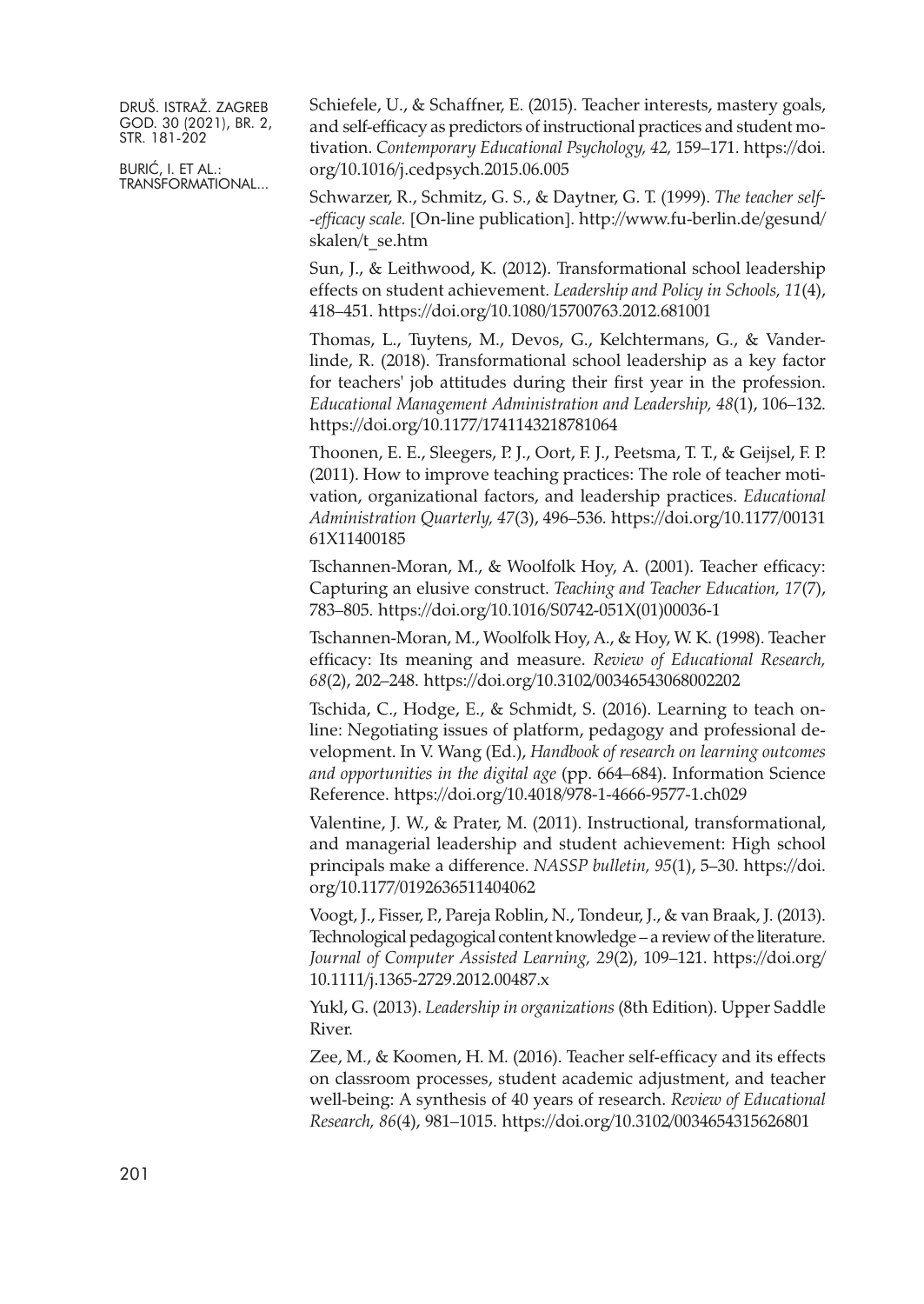Schiefele, U., & Schaffner, E. (2015). Teacher interests, mastery goals, and self-efficacy as predictors of instructional practices and student motivation. *Contemporary Educational Psychology, 42*, 159–171. https://doi.org/10.1016/j.cedpsych.2015.06.005

Schwarzer, R., Schmitz, G. S., & Daytner, G. T. (1999). *The teacher self--efficacy scale.* [On-line publication]. http://www.fu-berlin.de/gesund/skalen/t_se.htm

Sun, J., & Leithwood, K. (2012). Transformational school leadership effects on student achievement. *Leadership and Policy in Schools, 11*(4), 418–451. https://doi.org/10.1080/15700763.2012.681001

Thomas, L., Tuytens, M., Devos, G., Kelchtermans, G., & Vanderlinde, R. (2018). Transformational school leadership as a key factor for teachers' job attitudes during their first year in the profession. *Educational Management Administration and Leadership, 48*(1), 106–132. https://doi.org/10.1177/1741143218781064

Thoonen, E. E., Sleegers, P. J., Oort, F. J., Peetsma, T. T., & Geijsel, F. P. (2011). How to improve teaching practices: The role of teacher motivation, organizational factors, and leadership practices. *Educational Administration Quarterly, 47*(3), 496–536. https://doi.org/10.1177/0013161X11400185

Tschannen-Moran, M., & Woolfolk Hoy, A. (2001). Teacher efficacy: Capturing an elusive construct. *Teaching and Teacher Education, 17*(7), 783–805. https://doi.org/10.1016/S0742-051X(01)00036-1

Tschannen-Moran, M., Woolfolk Hoy, A., & Hoy, W. K. (1998). Teacher efficacy: Its meaning and measure. *Review of Educational Research, 68*(2), 202–248. https://doi.org/10.3102/00346543068002202

Tschida, C., Hodge, E., & Schmidt, S. (2016). Learning to teach online: Negotiating issues of platform, pedagogy and professional development. In V. Wang (Ed.), *Handbook of research on learning outcomes and opportunities in the digital age* (pp. 664–684). Information Science Reference. https://doi.org/10.4018/978-1-4666-9577-1.ch029

Valentine, J. W., & Prater, M. (2011). Instructional, transformational, and managerial leadership and student achievement: High school principals make a difference. *NASSP bulletin, 95*(1), 5–30. https://doi.org/10.1177/0192636511404062

Voogt, J., Fisser, P., Pareja Roblin, N., Tondeur, J., & van Braak, J. (2013). Technological pedagogical content knowledge – a review of the literature. *Journal of Computer Assisted Learning, 29*(2), 109–121. https://doi.org/10.1111/j.1365-2729.2012.00487.x

Yukl, G. (2013). *Leadership in organizations* (8th Edition). Upper Saddle River.

Zee, M., & Koomen, H. M. (2016). Teacher self-efficacy and its effects on classroom processes, student academic adjustment, and teacher well-being: A synthesis of 40 years of research. *Review of Educational Research, 86*(4), 981–1015. https://doi.org/10.3102/0034654315626801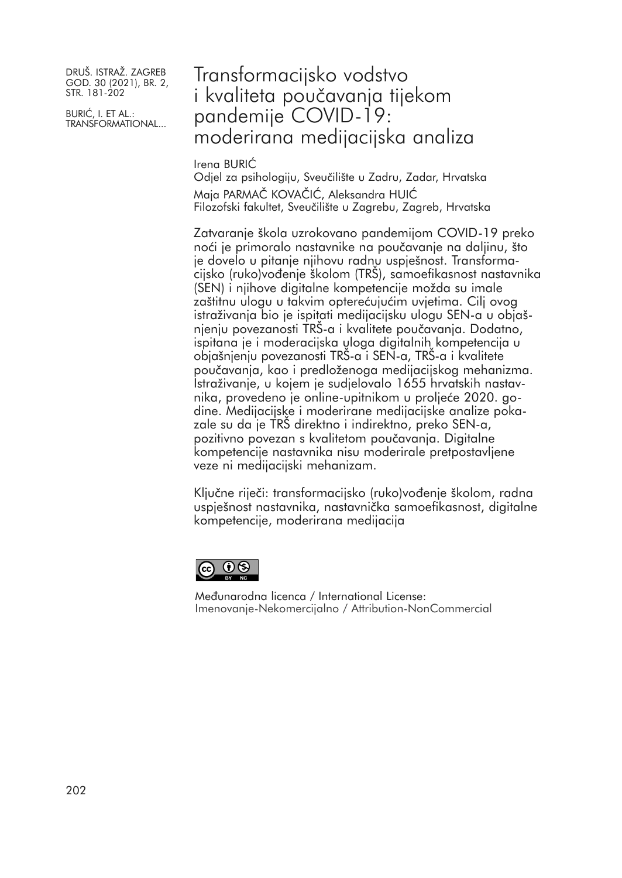# Transformacijsko vodstvo i kvaliteta poučavanja tijekom pandemije COVID-19: moderirana medijacijska analiza

Irena BURIĆ
Odjel za psihologiju, Sveučilište u Zadru, Zadar, Hrvatska

Maja PARMAČ KOVAČIĆ, Aleksandra HUIĆ
Filozofski fakultet, Sveučilište u Zagrebu, Zagreb, Hrvatska

Zatvaranje škola uzrokovano pandemijom COVID-19 preko noći je primoralo nastavnike na poučavanje na daljinu, što je dovelo u pitanje njihovu radnu uspješnost. Transformacijsko (ruko)vođenje školom (TRŠ), samoefikasnost nastavnika (SEN) i njihove digitalne kompetencije možda su imale zaštitnu ulogu u takvim opterećujućim uvjetima. Cilj ovog istraživanja bio je ispitati medijacijsku ulogu SEN-a u objašnjenju povezanosti TRŠ-a i kvalitete poučavanja. Dodatno, ispitana je i moderacijska uloga digitalnih kompetencija u objašnjenju povezanosti TRŠ-a i SEN-a, TRŠ-a i kvalitete poučavanja, kao i predloženoga medijacijskog mehanizma. Istraživanje, u kojem je sudjelovalo 1655 hrvatskih nastavnika, provedeno je online-upitnikom u proljeće 2020. godine. Medijacijske i moderirane medijacijske analize pokazale su da je TRŠ direktno i indirektno, preko SEN-a, pozitivno povezan s kvalitetom poučavanja. Digitalne kompetencije nastavnika nisu moderirale pretpostavljene veze ni medijacijski mehanizam.

Ključne riječi: transformacijsko (ruko)vođenje školom, radna uspješnost nastavnika, nastavnička samoefikasnost, digitalne kompetencije, moderirana medijacija

Međunarodna licenca / International License:
Imenovanje-Nekomercijalno / Attribution-NonCommercial